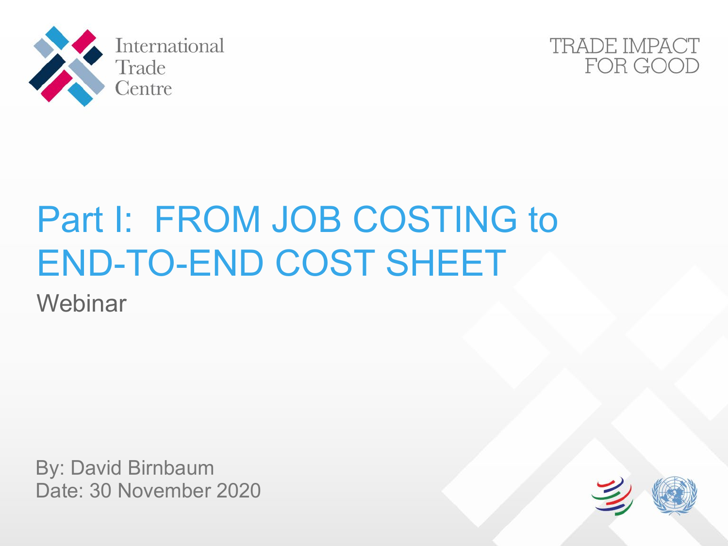International Trade Centre

TRADE IMPACT FOR GOOD

# Part I: FROM JOB COSTING to END-TO-END COST SHEET

Webinar

By: David Birnbaum
Date: 30 November 2020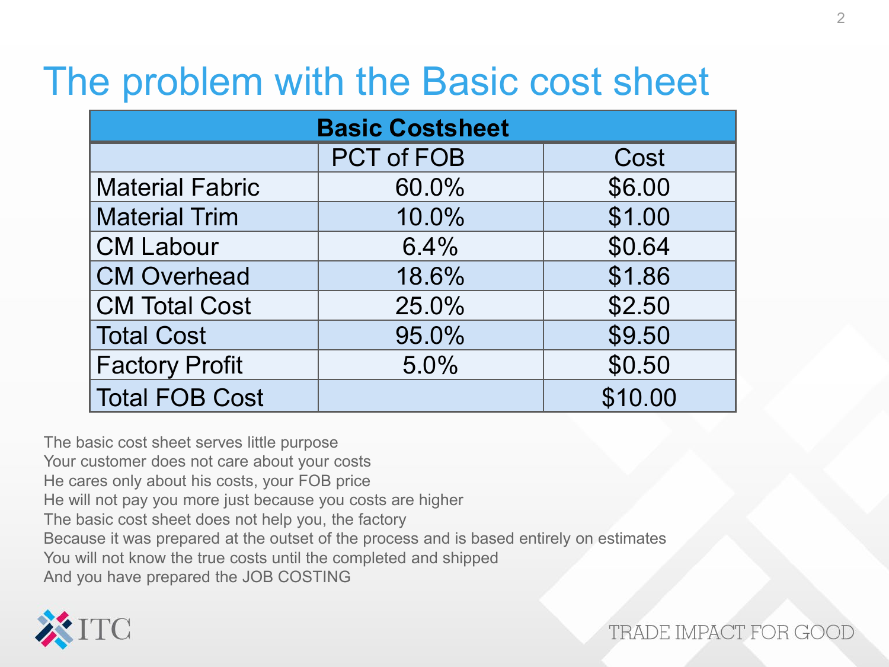# The problem with the Basic cost sheet

| Basic Costsheet | | |
|---|---|---|
| | PCT of FOB | Cost |
| Material Fabric | 60.0% | $6.00 |
| Material Trim | 10.0% | $1.00 |
| CM Labour | 6.4% | $0.64 |
| CM Overhead | 18.6% | $1.86 |
| CM Total Cost | 25.0% | $2.50 |
| Total Cost | 95.0% | $9.50 |
| Factory Profit | 5.0% | $0.50 |
| Total FOB Cost | | $10.00 |

The basic cost sheet serves little purpose
Your customer does not care about your costs
He cares only about his costs, your FOB price
He will not pay you more just because you costs are higher
The basic cost sheet does not help you, the factory
Because it was prepared at the outset of the process and is based entirely on estimates
You will not know the true costs until the completed and shipped
And you have prepared the JOB COSTING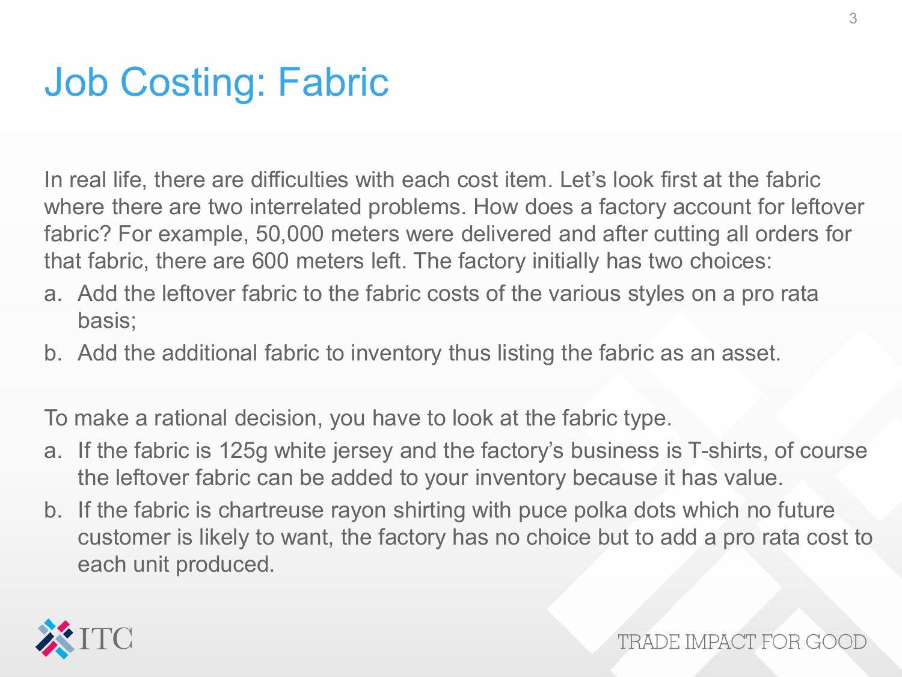# Job Costing: Fabric

In real life, there are difficulties with each cost item. Let's look first at the fabric where there are two interrelated problems. How does a factory account for leftover fabric? For example, 50,000 meters were delivered and after cutting all orders for that fabric, there are 600 meters left. The factory initially has two choices:

a. Add the leftover fabric to the fabric costs of the various styles on a pro rata basis;
b. Add the additional fabric to inventory thus listing the fabric as an asset.

To make a rational decision, you have to look at the fabric type.

a. If the fabric is 125g white jersey and the factory's business is T-shirts, of course the leftover fabric can be added to your inventory because it has value.
b. If the fabric is chartreuse rayon shirting with puce polka dots which no future customer is likely to want, the factory has no choice but to add a pro rata cost to each unit produced.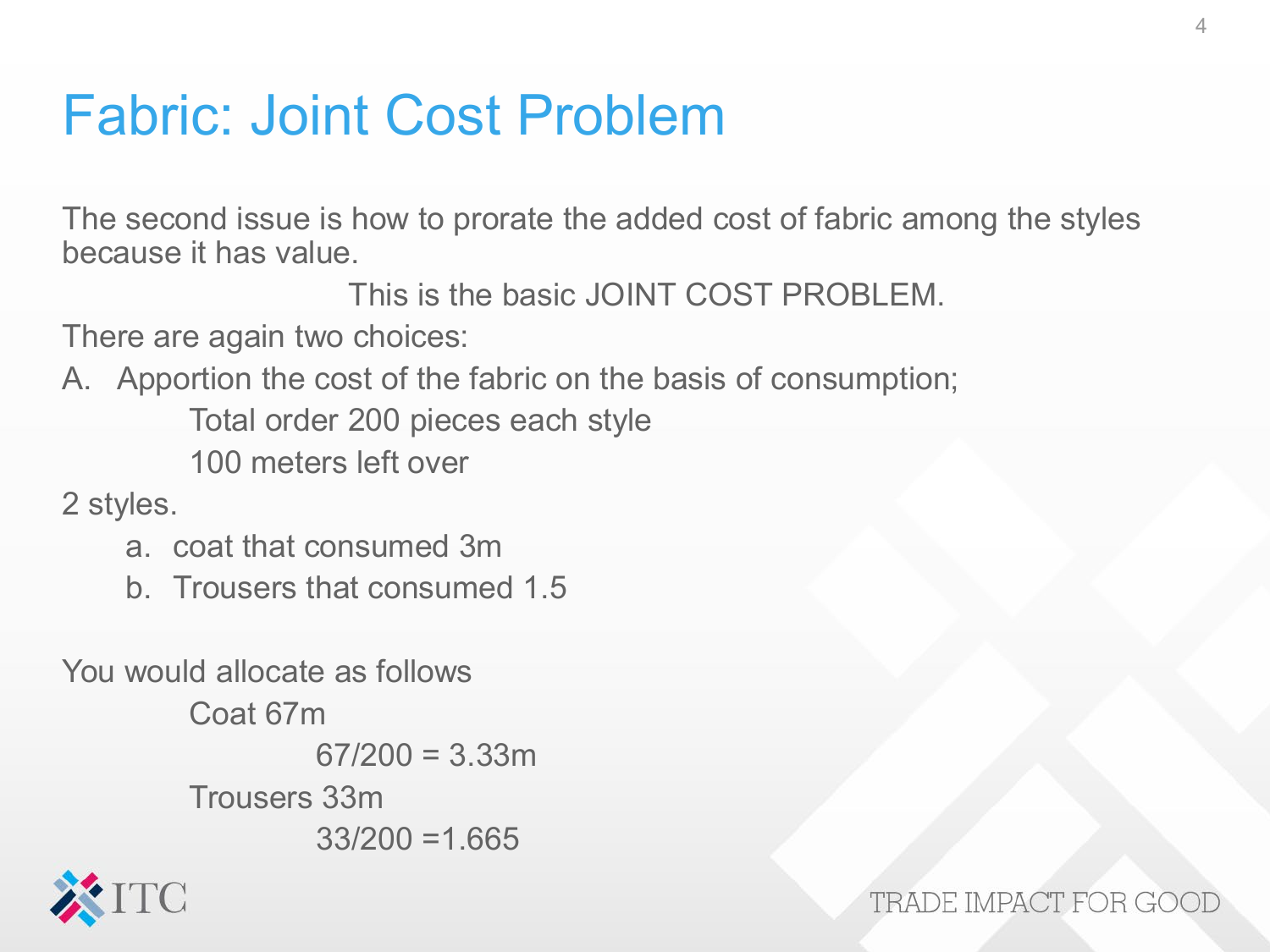# Fabric: Joint Cost Problem

The second issue is how to prorate the added cost of fabric among the styles because it has value.

This is the basic JOINT COST PROBLEM.

There are again two choices:

A. Apportion the cost of the fabric on the basis of consumption;

Total order 200 pieces each style

100 meters left over

2 styles.

a. coat that consumed 3m
b. Trousers that consumed 1.5

You would allocate as follows

Coat 67m

67/200 = 3.33m

Trousers 33m

33/200 =1.665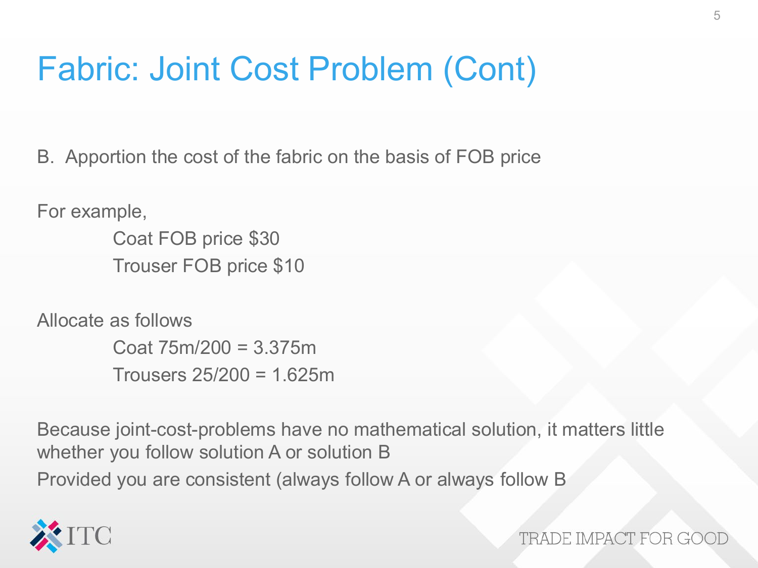# Fabric: Joint Cost Problem (Cont)

B. Apportion the cost of the fabric on the basis of FOB price

For example,

Coat FOB price $30

Trouser FOB price $10

Allocate as follows

Coat 75m/200 = 3.375m

Trousers 25/200 = 1.625m

Because joint-cost-problems have no mathematical solution, it matters little whether you follow solution A or solution B

Provided you are consistent (always follow A or always follow B

ITC

TRADE IMPACT FOR GOOD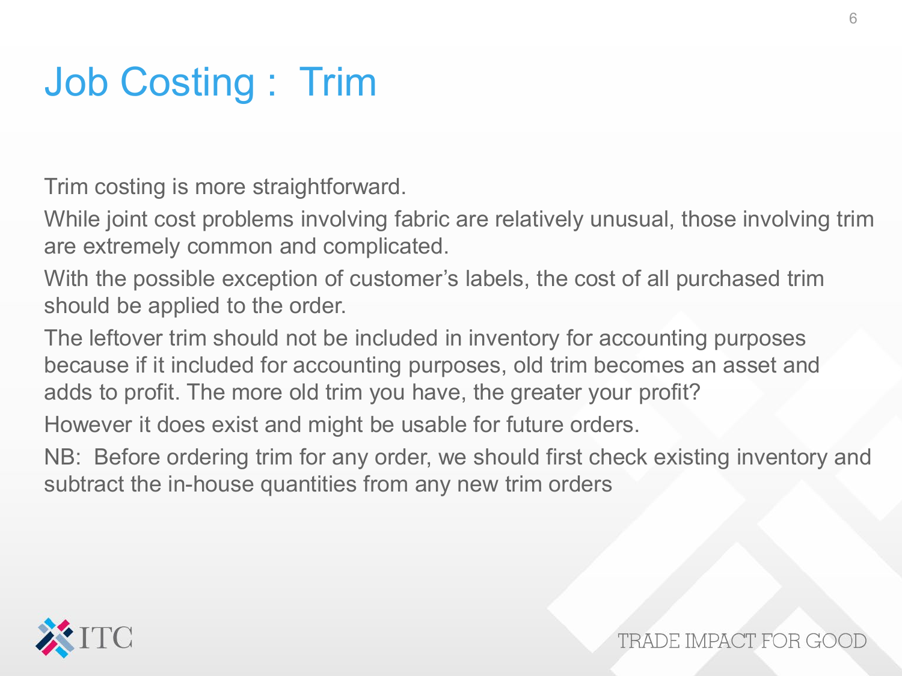# Job Costing : Trim

Trim costing is more straightforward.

While joint cost problems involving fabric are relatively unusual, those involving trim are extremely common and complicated.

With the possible exception of customer's labels, the cost of all purchased trim should be applied to the order.

The leftover trim should not be included in inventory for accounting purposes because if it included for accounting purposes, old trim becomes an asset and adds to profit. The more old trim you have, the greater your profit?

However it does exist and might be usable for future orders.

NB: Before ordering trim for any order, we should first check existing inventory and subtract the in-house quantities from any new trim orders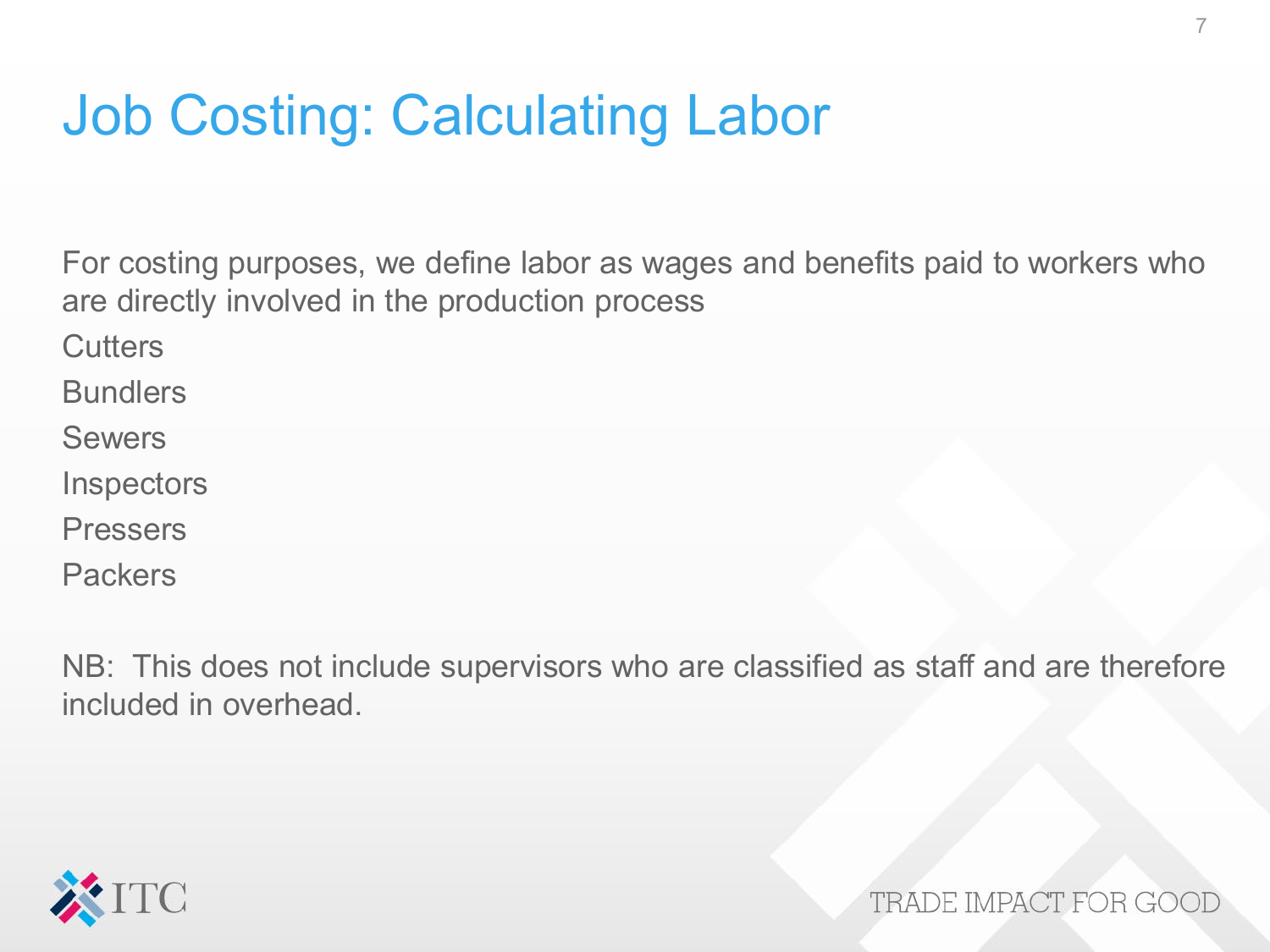# Job Costing: Calculating Labor

For costing purposes, we define labor as wages and benefits paid to workers who are directly involved in the production process

- Cutters
- Bundlers
- Sewers
- Inspectors
- Pressers
- Packers

NB: This does not include supervisors who are classified as staff and are therefore included in overhead.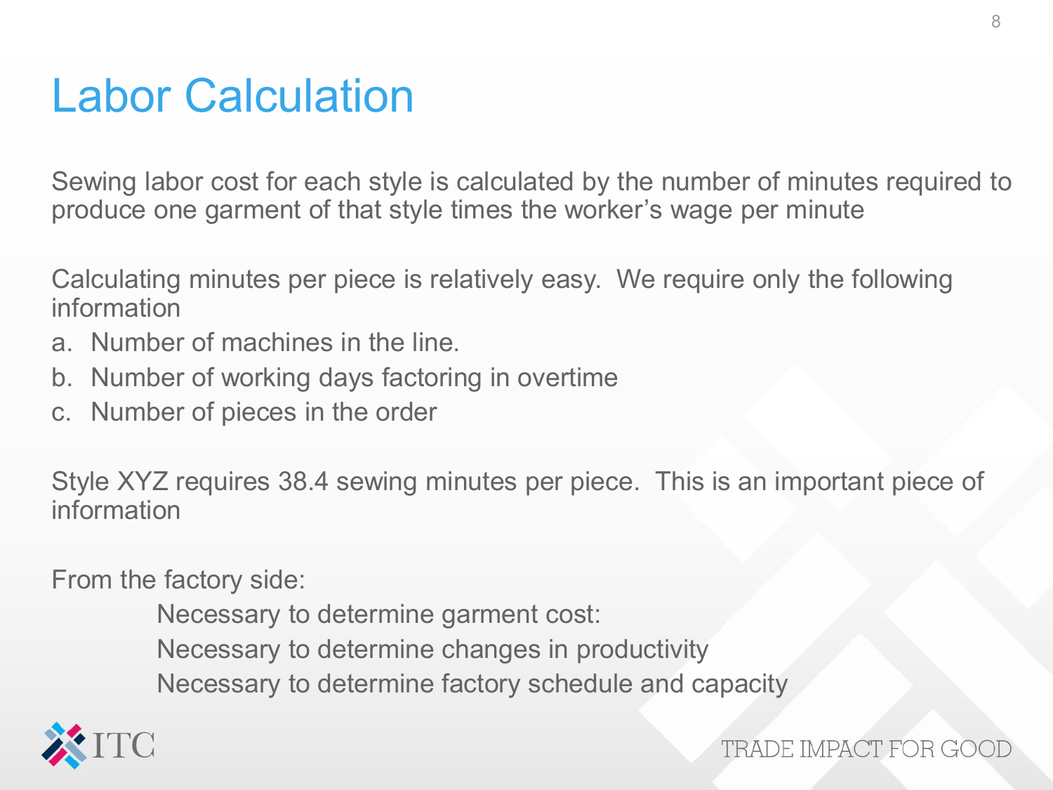# Labor Calculation

Sewing labor cost for each style is calculated by the number of minutes required to produce one garment of that style times the worker's wage per minute

Calculating minutes per piece is relatively easy. We require only the following information

a. Number of machines in the line.
b. Number of working days factoring in overtime
c. Number of pieces in the order

Style XYZ requires 38.4 sewing minutes per piece. This is an important piece of information

From the factory side:

Necessary to determine garment cost:
Necessary to determine changes in productivity
Necessary to determine factory schedule and capacity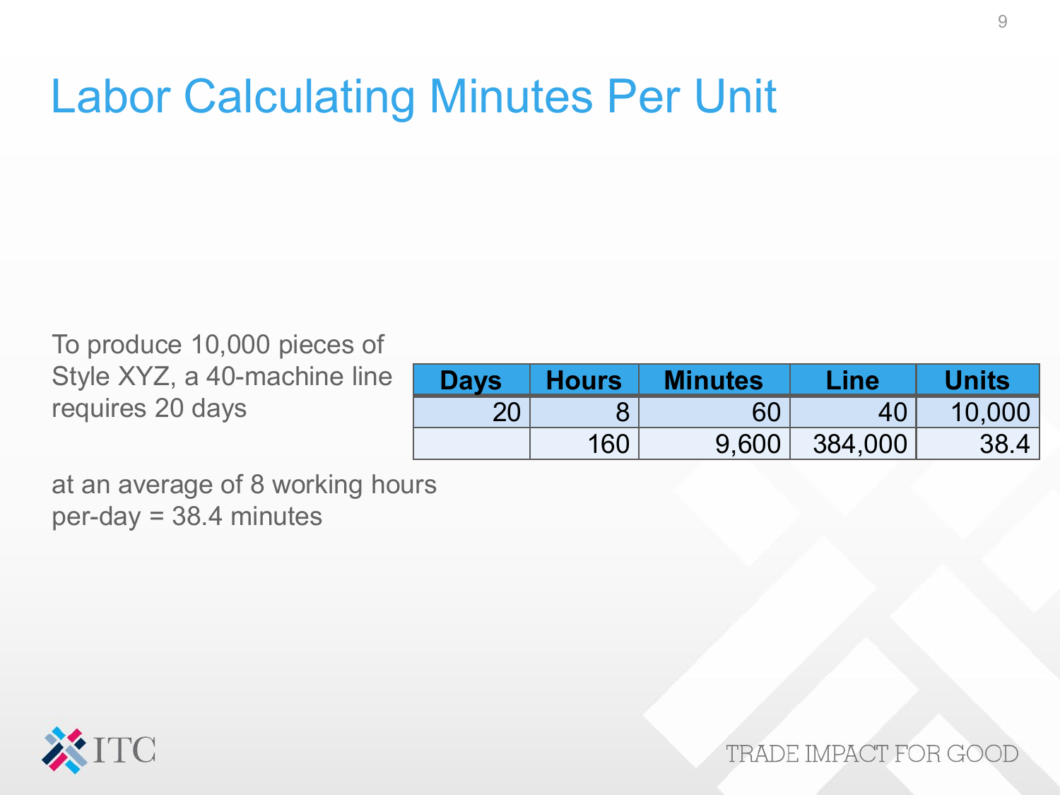# Labor Calculating Minutes Per Unit

To produce 10,000 pieces of Style XYZ, a 40-machine line requires 20 days

| Days | Hours | Minutes | Line | Units |
|---|---|---|---|---|
| 20 | 8 | 60 | 40 | 10,000 |
| | 160 | 9,600 | 384,000 | 38.4 |

at an average of 8 working hours per-day = 38.4 minutes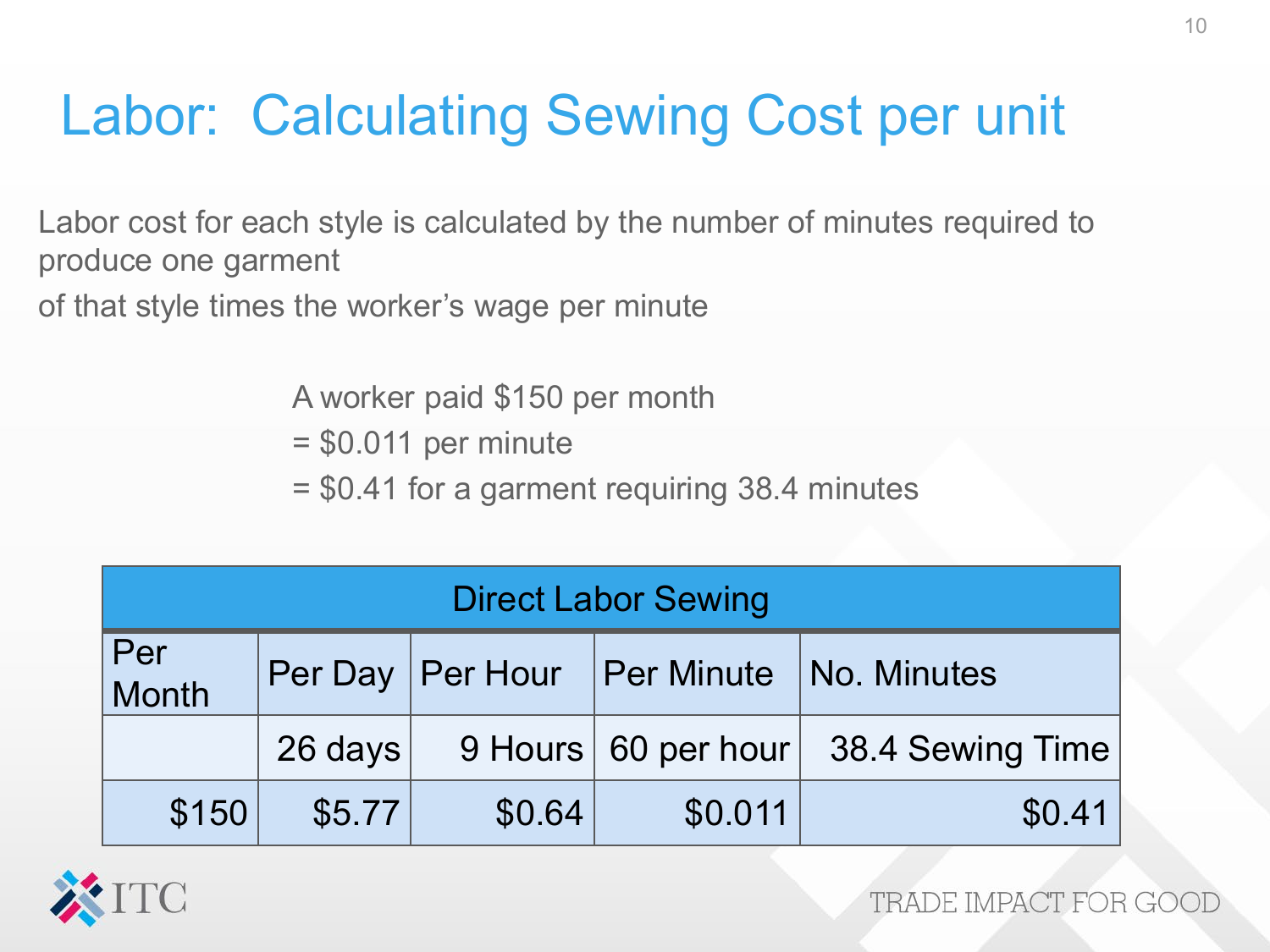# Labor: Calculating Sewing Cost per unit

Labor cost for each style is calculated by the number of minutes required to produce one garment
of that style times the worker's wage per minute

A worker paid $150 per month
= $0.011 per minute
= $0.41 for a garment requiring 38.4 minutes

| Direct Labor Sewing | | | | |
|---|---|---|---|---|
| Per Month | Per Day | Per Hour | Per Minute | No. Minutes |
| | 26 days | 9 Hours | 60 per hour | 38.4 Sewing Time |
| $150 | $5.77 | $0.64 | $0.011 | $0.41 |

TRADE IMPACT FOR GOOD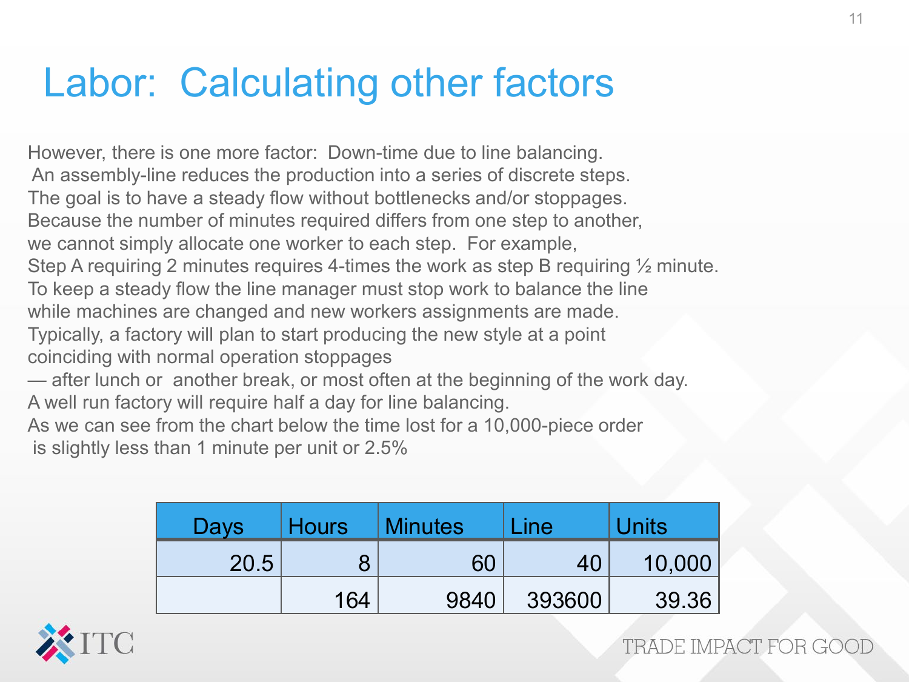# Labor: Calculating other factors

However, there is one more factor: Down-time due to line balancing. An assembly-line reduces the production into a series of discrete steps. The goal is to have a steady flow without bottlenecks and/or stoppages. Because the number of minutes required differs from one step to another, we cannot simply allocate one worker to each step. For example, Step A requiring 2 minutes requires 4-times the work as step B requiring ½ minute. To keep a steady flow the line manager must stop work to balance the line while machines are changed and new workers assignments are made. Typically, a factory will plan to start producing the new style at a point coinciding with normal operation stoppages — after lunch or another break, or most often at the beginning of the work day. A well run factory will require half a day for line balancing. As we can see from the chart below the time lost for a 10,000-piece order is slightly less than 1 minute per unit or 2.5%

| Days | Hours | Minutes | Line | Units |
| --- | --- | --- | --- | --- |
| 20.5 | 8 | 60 | 40 | 10,000 |
| | 164 | 9840 | 393600 | 39.36 |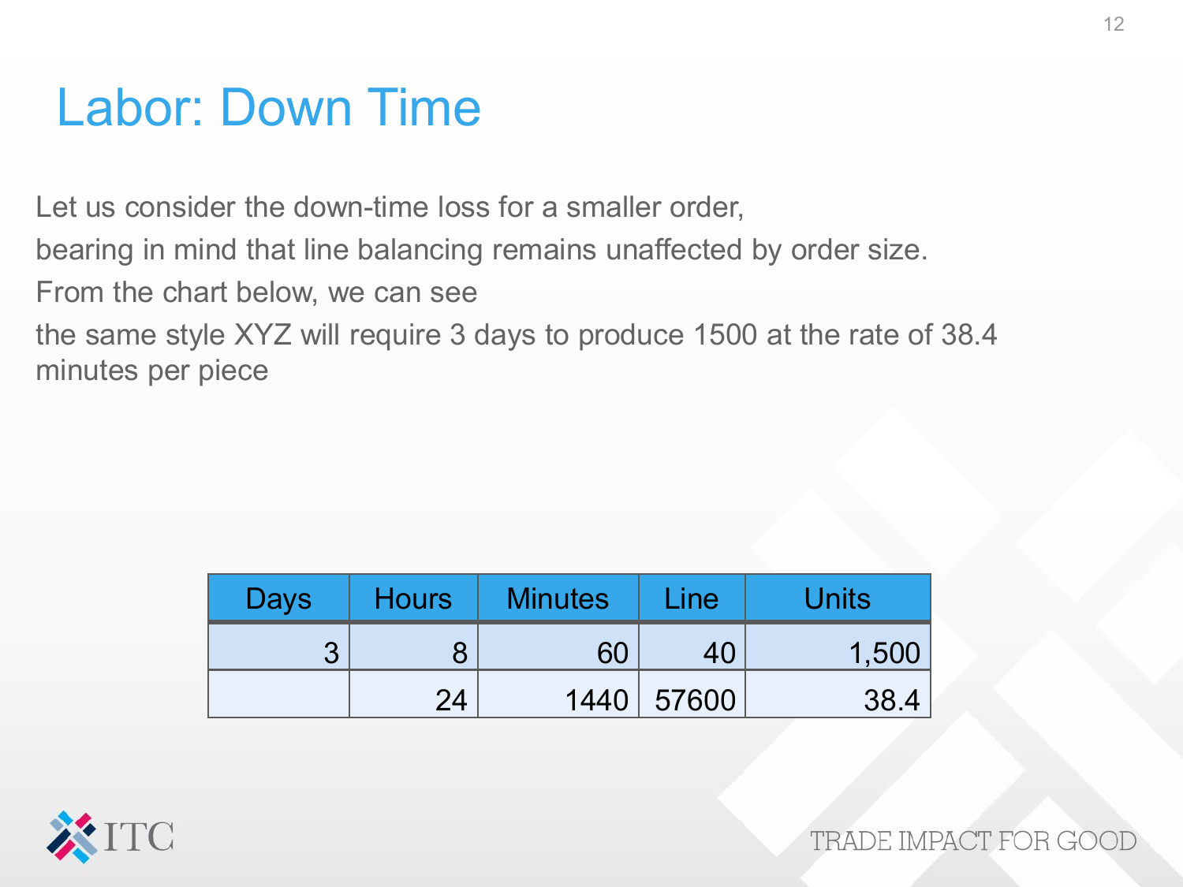# Labor: Down Time

Let us consider the down-time loss for a smaller order,

bearing in mind that line balancing remains unaffected by order size.

From the chart below, we can see

the same style XYZ will require 3 days to produce 1500 at the rate of 38.4 minutes per piece

| Days | Hours | Minutes | Line | Units |
|---|---|---|---|---|
| 3 | 8 | 60 | 40 | 1,500 |
| | 24 | 1440 | 57600 | 38.4 |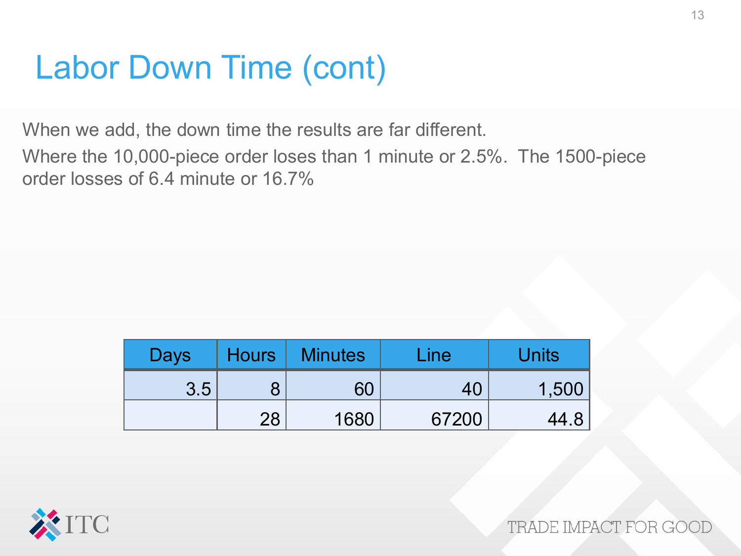# Labor Down Time (cont)

When we add, the down time the results are far different.

Where the 10,000-piece order loses than 1 minute or 2.5%. The 1500-piece order losses of 6.4 minute or 16.7%

| Days | Hours | Minutes | Line | Units |
|---|---|---|---|---|
| 3.5 | 8 | 60 | 40 | 1,500 |
| | 28 | 1680 | 67200 | 44.8 |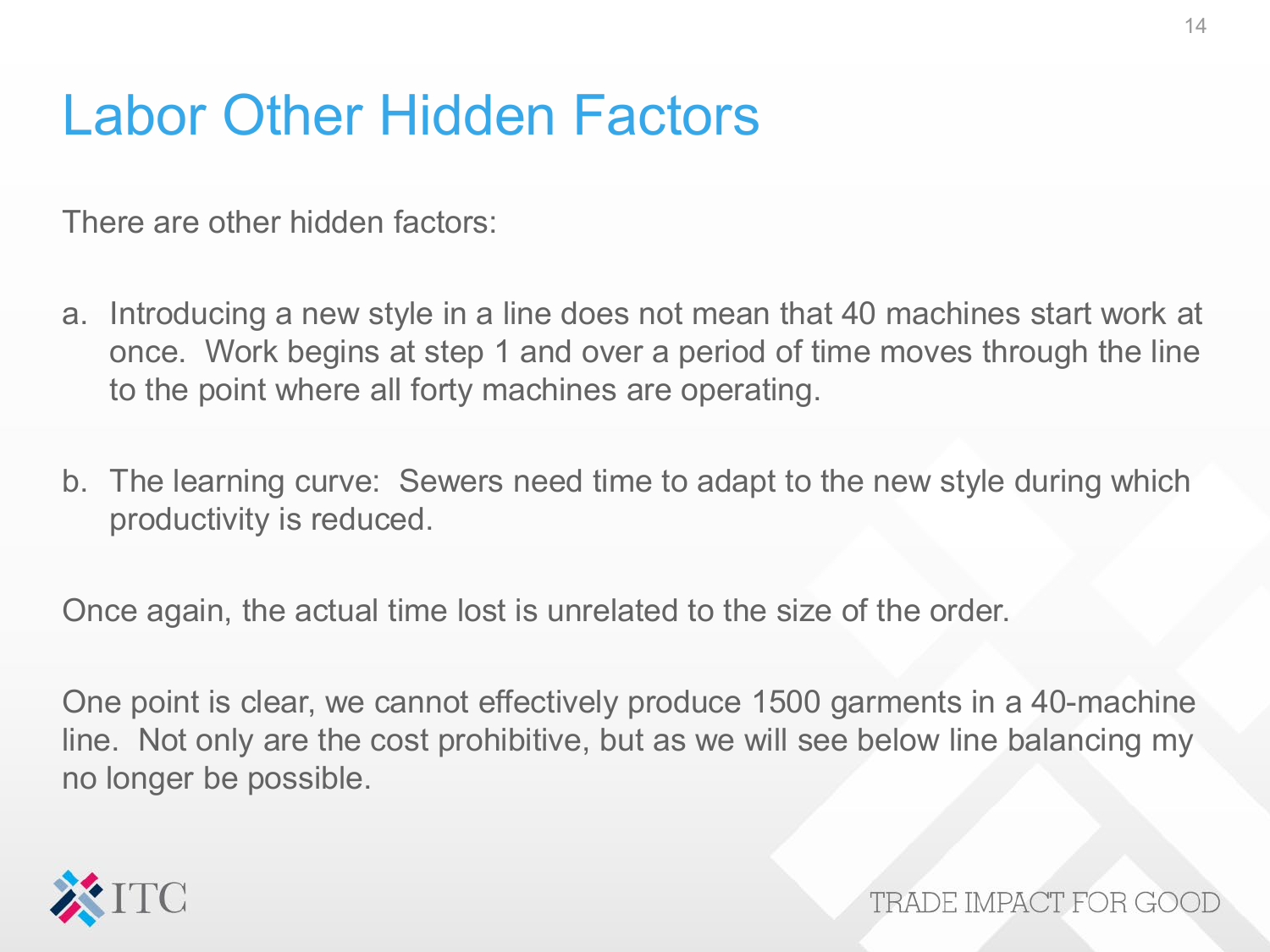# Labor Other Hidden Factors

There are other hidden factors:

a. Introducing a new style in a line does not mean that 40 machines start work at once. Work begins at step 1 and over a period of time moves through the line to the point where all forty machines are operating.

b. The learning curve: Sewers need time to adapt to the new style during which productivity is reduced.

Once again, the actual time lost is unrelated to the size of the order.

One point is clear, we cannot effectively produce 1500 garments in a 40-machine line. Not only are the cost prohibitive, but as we will see below line balancing my no longer be possible.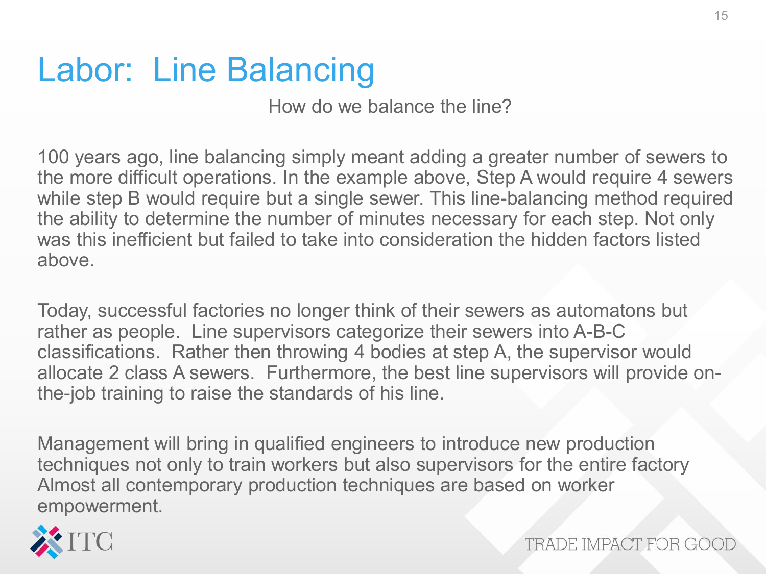# Labor:  Line Balancing

How do we balance the line?

100 years ago, line balancing simply meant adding a greater number of sewers to the more difficult operations. In the example above, Step A would require 4 sewers while step B would require but a single sewer. This line-balancing method required the ability to determine the number of minutes necessary for each step. Not only was this inefficient but failed to take into consideration the hidden factors listed above.

Today, successful factories no longer think of their sewers as automatons but rather as people.  Line supervisors categorize their sewers into A-B-C classifications.  Rather then throwing 4 bodies at step A, the supervisor would allocate 2 class A sewers.  Furthermore, the best line supervisors will provide on-the-job training to raise the standards of his line.

Management will bring in qualified engineers to introduce new production techniques not only to train workers but also supervisors for the entire factory Almost all contemporary production techniques are based on worker empowerment.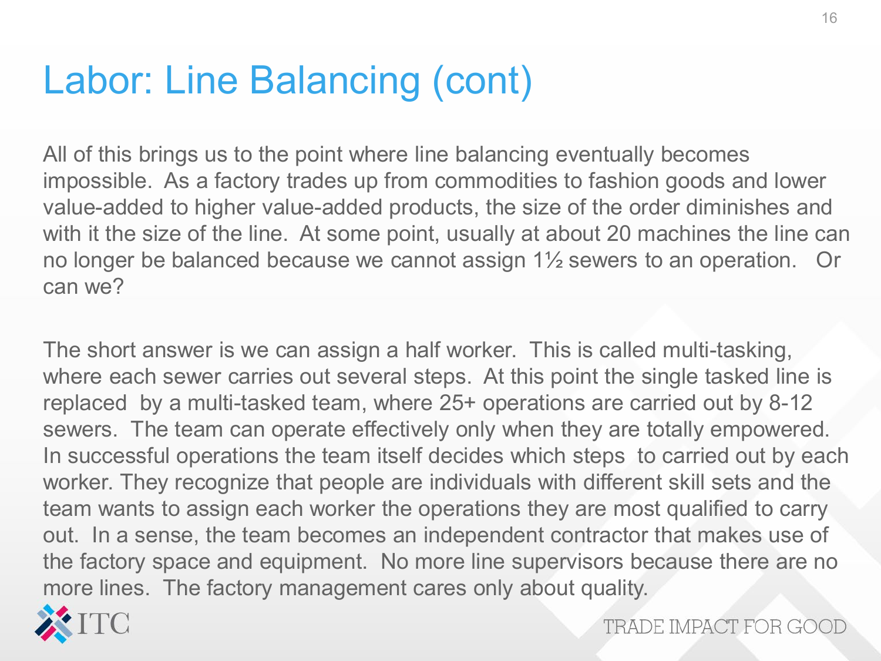# Labor: Line Balancing (cont)

All of this brings us to the point where line balancing eventually becomes impossible. As a factory trades up from commodities to fashion goods and lower value-added to higher value-added products, the size of the order diminishes and with it the size of the line. At some point, usually at about 20 machines the line can no longer be balanced because we cannot assign 1½ sewers to an operation. Or can we?

The short answer is we can assign a half worker. This is called multi-tasking, where each sewer carries out several steps. At this point the single tasked line is replaced by a multi-tasked team, where 25+ operations are carried out by 8-12 sewers. The team can operate effectively only when they are totally empowered. In successful operations the team itself decides which steps to carried out by each worker. They recognize that people are individuals with different skill sets and the team wants to assign each worker the operations they are most qualified to carry out. In a sense, the team becomes an independent contractor that makes use of the factory space and equipment. No more line supervisors because there are no more lines. The factory management cares only about quality.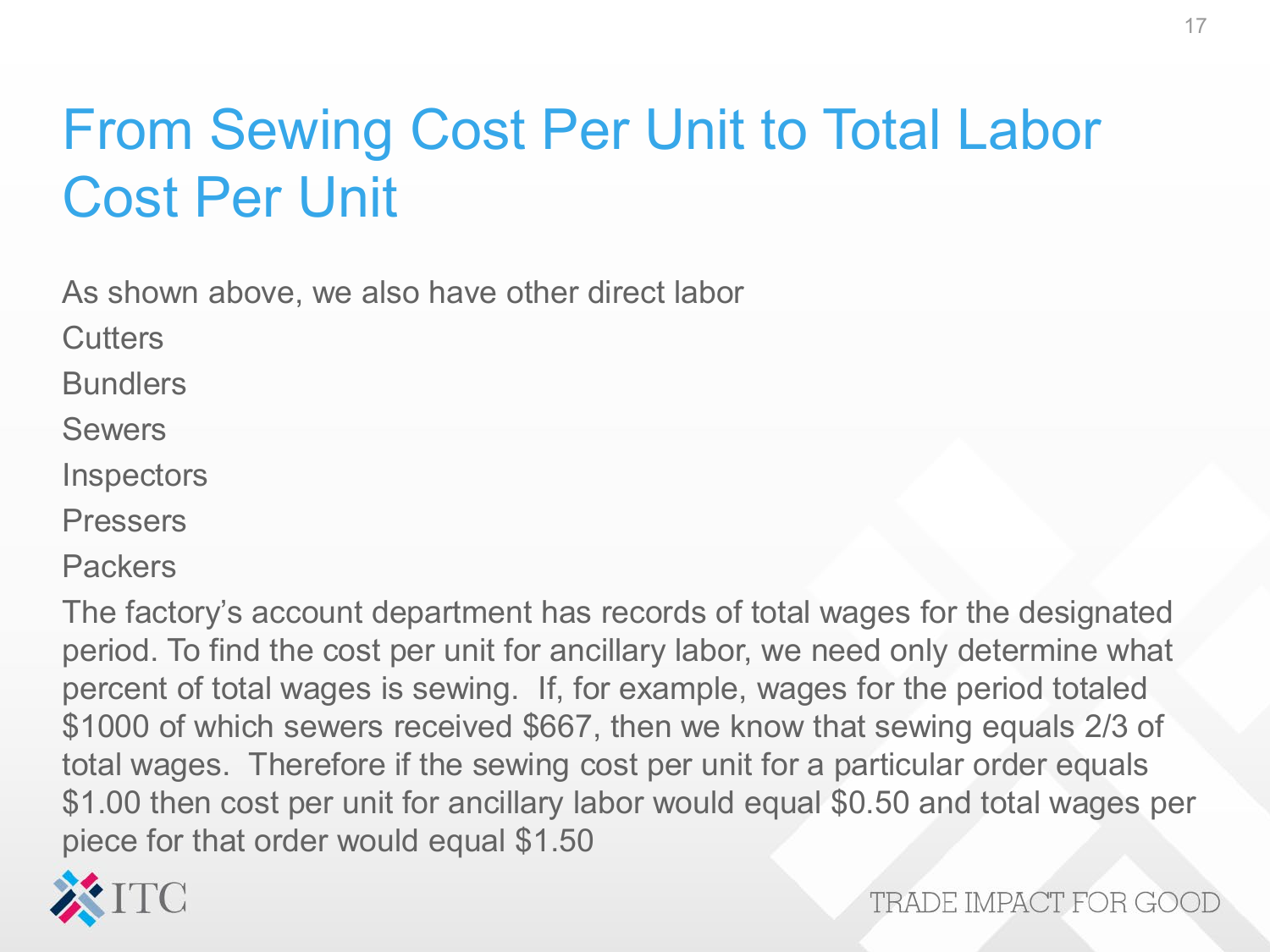# From Sewing Cost Per Unit to Total Labor Cost Per Unit

As shown above, we also have other direct labor

Cutters

Bundlers

Sewers

Inspectors

Pressers

Packers

The factory's account department has records of total wages for the designated period. To find the cost per unit for ancillary labor, we need only determine what percent of total wages is sewing. If, for example, wages for the period totaled $1000 of which sewers received $667, then we know that sewing equals 2/3 of total wages. Therefore if the sewing cost per unit for a particular order equals $1.00 then cost per unit for ancillary labor would equal $0.50 and total wages per piece for that order would equal $1.50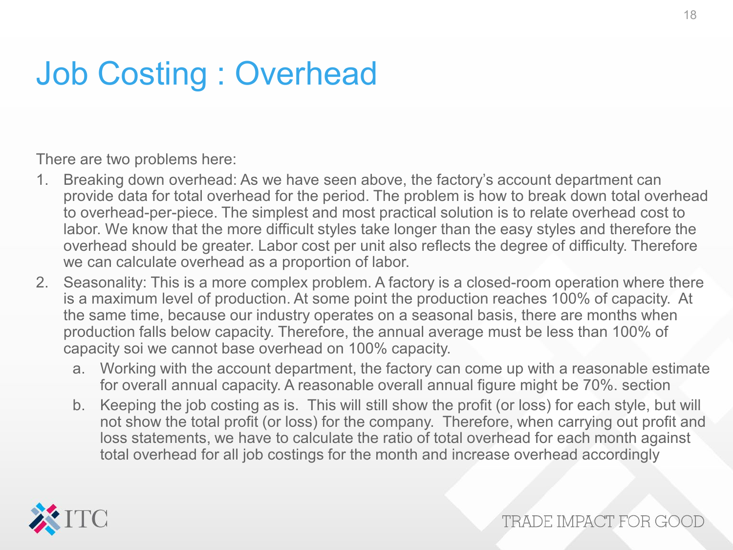# Job Costing : Overhead

There are two problems here:

1. Breaking down overhead: As we have seen above, the factory's account department can provide data for total overhead for the period. The problem is how to break down total overhead to overhead-per-piece. The simplest and most practical solution is to relate overhead cost to labor. We know that the more difficult styles take longer than the easy styles and therefore the overhead should be greater. Labor cost per unit also reflects the degree of difficulty. Therefore we can calculate overhead as a proportion of labor.
2. Seasonality: This is a more complex problem. A factory is a closed-room operation where there is a maximum level of production. At some point the production reaches 100% of capacity. At the same time, because our industry operates on a seasonal basis, there are months when production falls below capacity. Therefore, the annual average must be less than 100% of capacity soi we cannot base overhead on 100% capacity.
   a. Working with the account department, the factory can come up with a reasonable estimate for overall annual capacity. A reasonable overall annual figure might be 70%. section
   b. Keeping the job costing as is. This will still show the profit (or loss) for each style, but will not show the total profit (or loss) for the company. Therefore, when carrying out profit and loss statements, we have to calculate the ratio of total overhead for each month against total overhead for all job costings for the month and increase overhead accordingly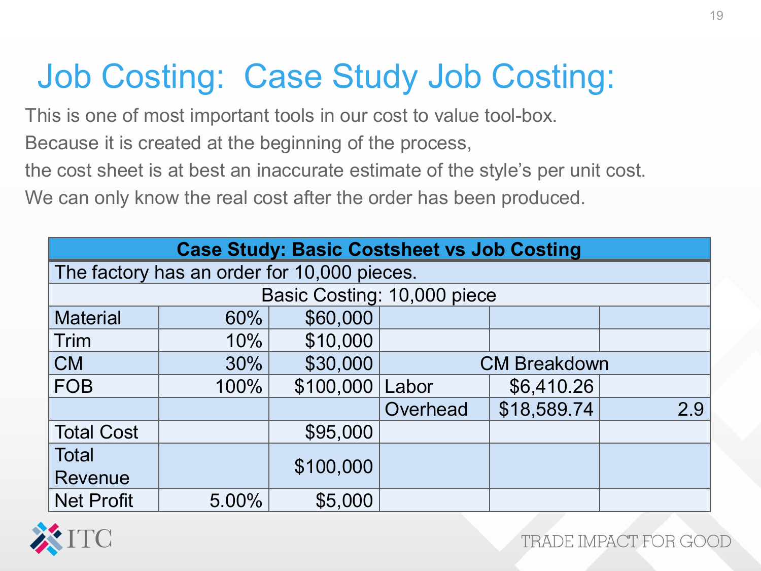# Job Costing: Case Study Job Costing:

This is one of most important tools in our cost to value tool-box.
Because it is created at the beginning of the process,
the cost sheet is at best an inaccurate estimate of the style's per unit cost.
We can only know the real cost after the order has been produced.

| Case Study: Basic Costsheet vs Job Costing | | | | | |
|---|---|---|---|---|---|
| The factory has an order for 10,000 pieces. | | | | | |
| Basic Costing: 10,000 piece | | | | | |
| Material | 60% | $60,000 | | | |
| Trim | 10% | $10,000 | | | |
| CM | 30% | $30,000 | CM Breakdown | | |
| FOB | 100% | $100,000 | Labor | $6,410.26 | |
| | | | Overhead | $18,589.74 | 2.9 |
| Total Cost | | $95,000 | | | |
| Total Revenue | | $100,000 | | | |
| Net Profit | 5.00% | $5,000 | | | |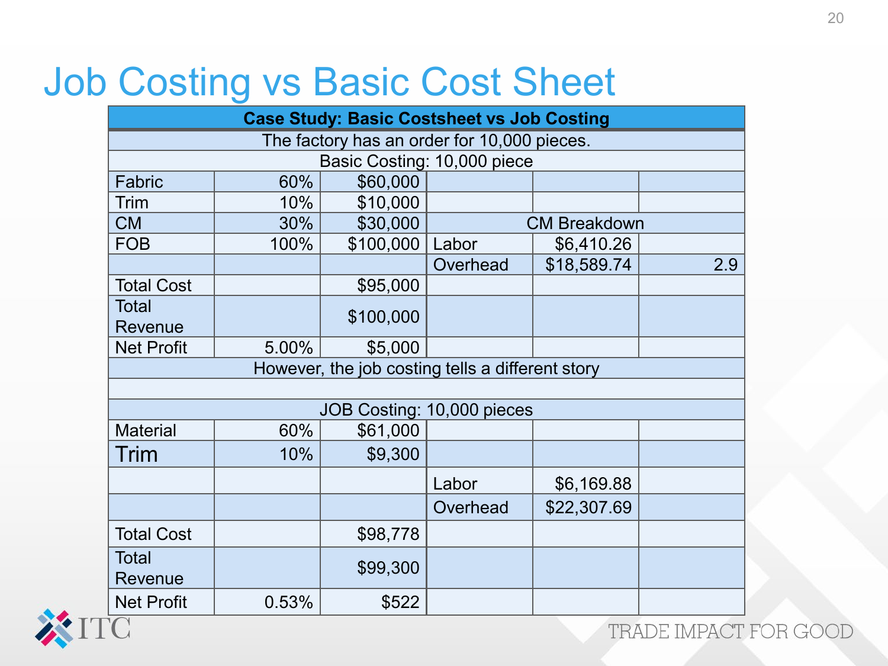# Job Costing vs Basic Cost Sheet

| Case Study: Basic Costsheet vs Job Costing | | | | | |
|---|---|---|---|---|---|
| The factory has an order for 10,000 pieces. | | | | | |
| Basic Costing: 10,000 piece | | | | | |
| Fabric | 60% | $60,000 | | | |
| Trim | 10% | $10,000 | | | |
| CM | 30% | $30,000 | CM Breakdown | | |
| FOB | 100% | $100,000 | Labor | $6,410.26 | |
| | | | Overhead | $18,589.74 | 2.9 |
| Total Cost | | $95,000 | | | |
| Total Revenue | | $100,000 | | | |
| Net Profit | 5.00% | $5,000 | | | |
| However, the job costing tells a different story | | | | | |
| | | | | | |
| JOB Costing: 10,000 pieces | | | | | |
| Material | 60% | $61,000 | | | |
| Trim | 10% | $9,300 | | | |
| | | | Labor | $6,169.88 | |
| | | | Overhead | $22,307.69 | |
| Total Cost | | $98,778 | | | |
| Total Revenue | | $99,300 | | | |
| Net Profit | 0.53% | $522 | | | |

TRADE IMPACT FOR GOOD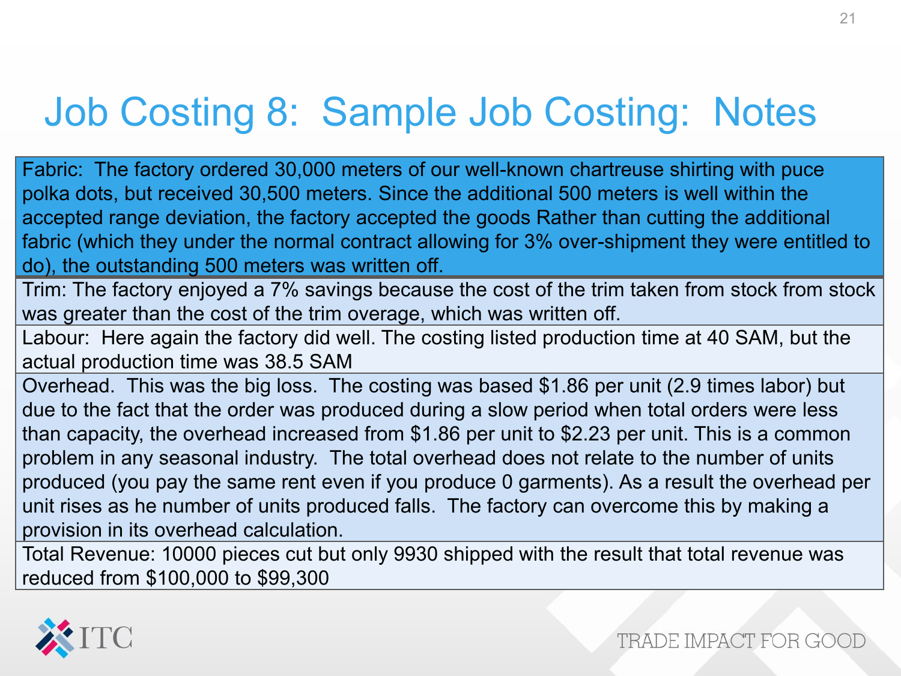# Job Costing 8: Sample Job Costing: Notes

| |
|---|
| Fabric: The factory ordered 30,000 meters of our well-known chartreuse shirting with puce polka dots, but received 30,500 meters. Since the additional 500 meters is well within the accepted range deviation, the factory accepted the goods Rather than cutting the additional fabric (which they under the normal contract allowing for 3% over-shipment they were entitled to do), the outstanding 500 meters was written off. |
| Trim: The factory enjoyed a 7% savings because the cost of the trim taken from stock from stock was greater than the cost of the trim overage, which was written off. |
| Labour: Here again the factory did well. The costing listed production time at 40 SAM, but the actual production time was 38.5 SAM |
| Overhead. This was the big loss. The costing was based $1.86 per unit (2.9 times labor) but due to the fact that the order was produced during a slow period when total orders were less than capacity, the overhead increased from $1.86 per unit to $2.23 per unit. This is a common problem in any seasonal industry. The total overhead does not relate to the number of units produced (you pay the same rent even if you produce 0 garments). As a result the overhead per unit rises as he number of units produced falls. The factory can overcome this by making a provision in its overhead calculation. |
| Total Revenue: 10000 pieces cut but only 9930 shipped with the result that total revenue was reduced from $100,000 to $99,300 |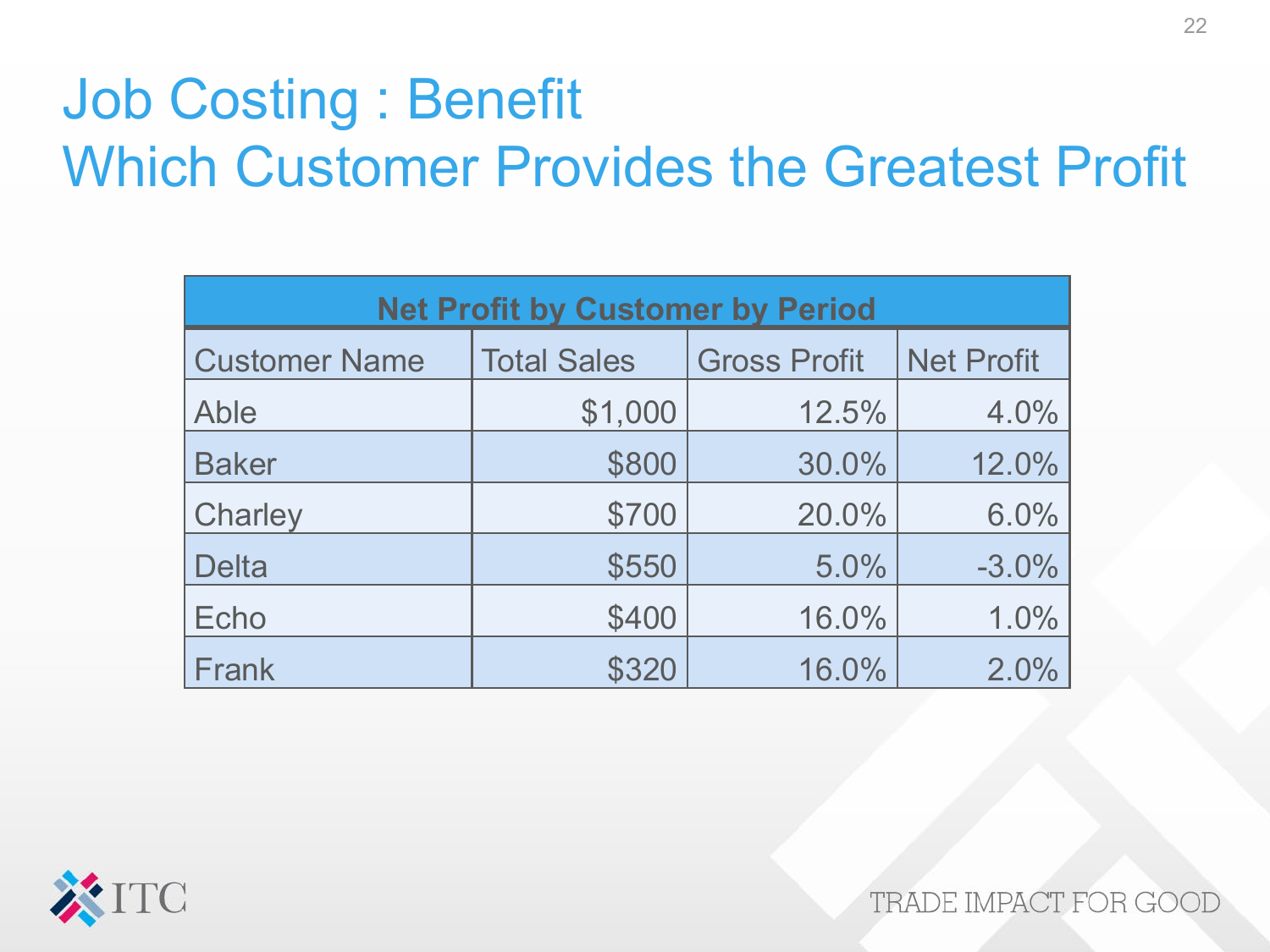# Job Costing : Benefit
# Which Customer Provides the Greatest Profit

| **Net Profit by Customer by Period** | | | |
|---|---|---|---|
| Customer Name | Total Sales | Gross Profit | Net Profit |
| Able | $1,000 | 12.5% | 4.0% |
| Baker | $800 | 30.0% | 12.0% |
| Charley | $700 | 20.0% | 6.0% |
| Delta | $550 | 5.0% | -3.0% |
| Echo | $400 | 16.0% | 1.0% |
| Frank | $320 | 16.0% | 2.0% |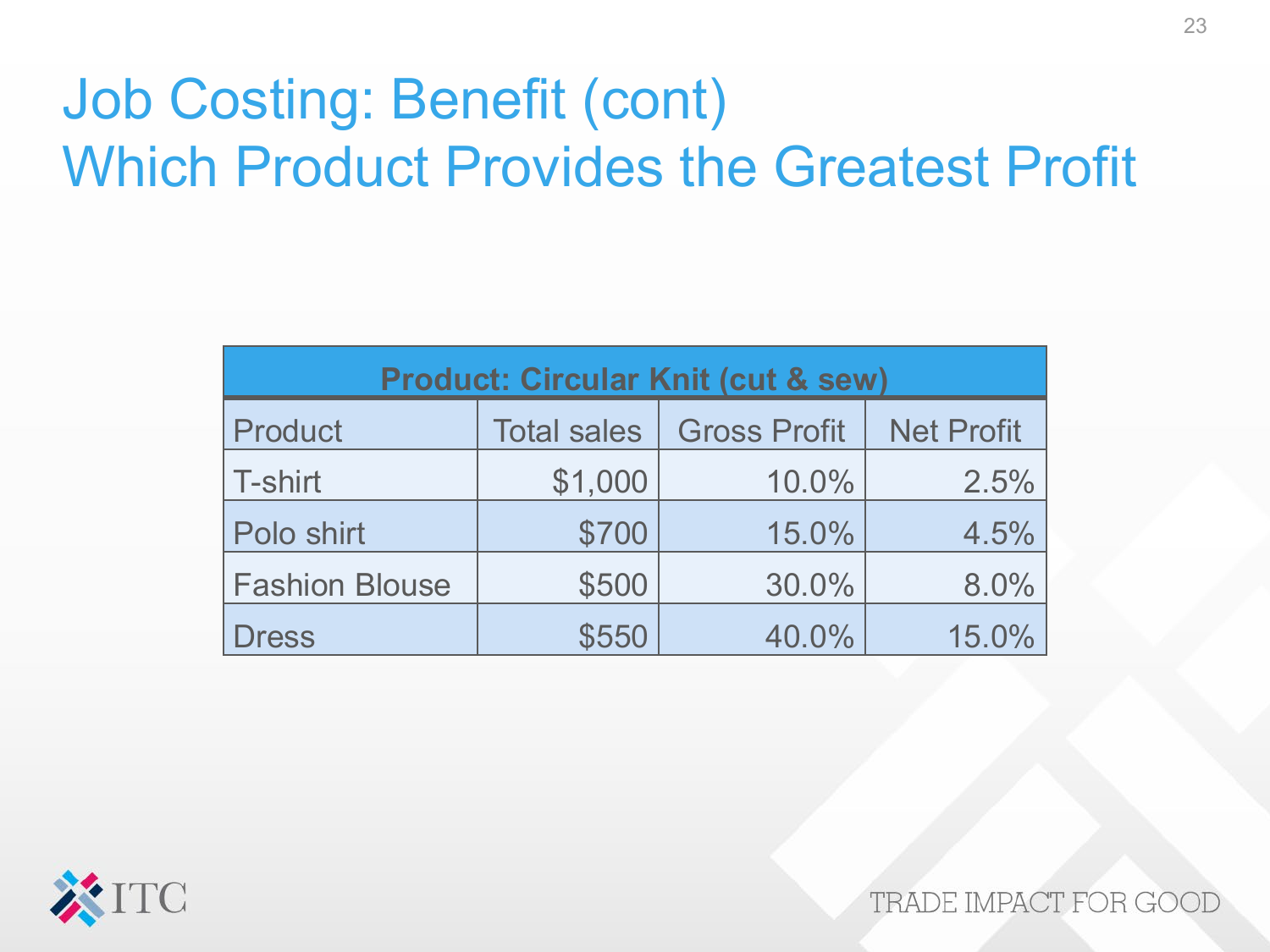# Job Costing: Benefit (cont)
# Which Product Provides the Greatest Profit

| Product: Circular Knit (cut & sew) | | | |
|---|---|---|---|
| Product | Total sales | Gross Profit | Net Profit |
| T-shirt | $1,000 | 10.0% | 2.5% |
| Polo shirt | $700 | 15.0% | 4.5% |
| Fashion Blouse | $500 | 30.0% | 8.0% |
| Dress | $550 | 40.0% | 15.0% |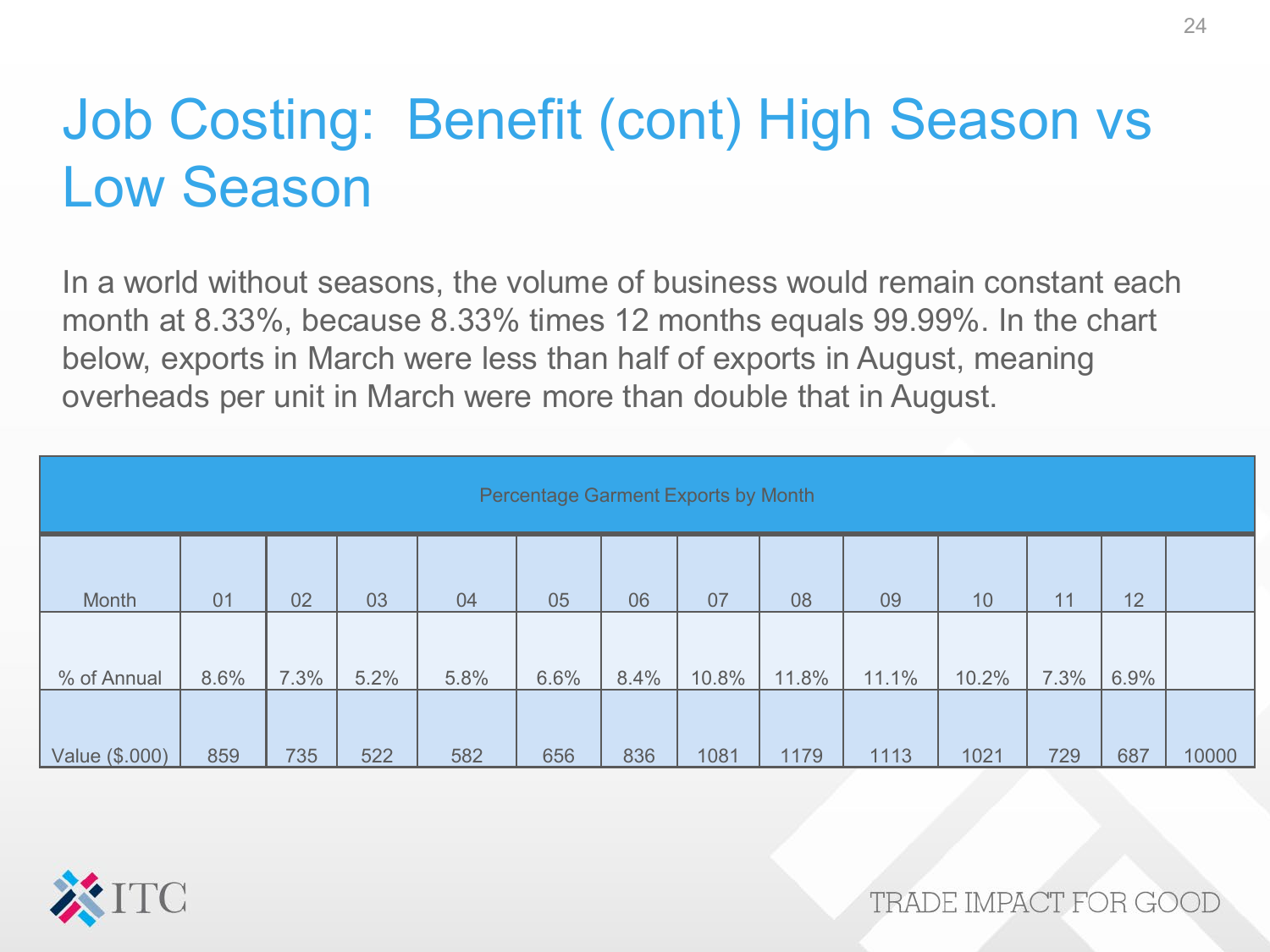# Job Costing: Benefit (cont) High Season vs Low Season

In a world without seasons, the volume of business would remain constant each month at 8.33%, because 8.33% times 12 months equals 99.99%. In the chart below, exports in March were less than half of exports in August, meaning overheads per unit in March were more than double that in August.

| Percentage Garment Exports by Month | | | | | | | | | | | | | |
|---|---|---|---|---|---|---|---|---|---|---|---|---|---|
| Month | 01 | 02 | 03 | 04 | 05 | 06 | 07 | 08 | 09 | 10 | 11 | 12 | |
| % of Annual | 8.6% | 7.3% | 5.2% | 5.8% | 6.6% | 8.4% | 10.8% | 11.8% | 11.1% | 10.2% | 7.3% | 6.9% | |
| Value ($.000) | 859 | 735 | 522 | 582 | 656 | 836 | 1081 | 1179 | 1113 | 1021 | 729 | 687 | 10000 |

ITC

TRADE IMPACT FOR GOOD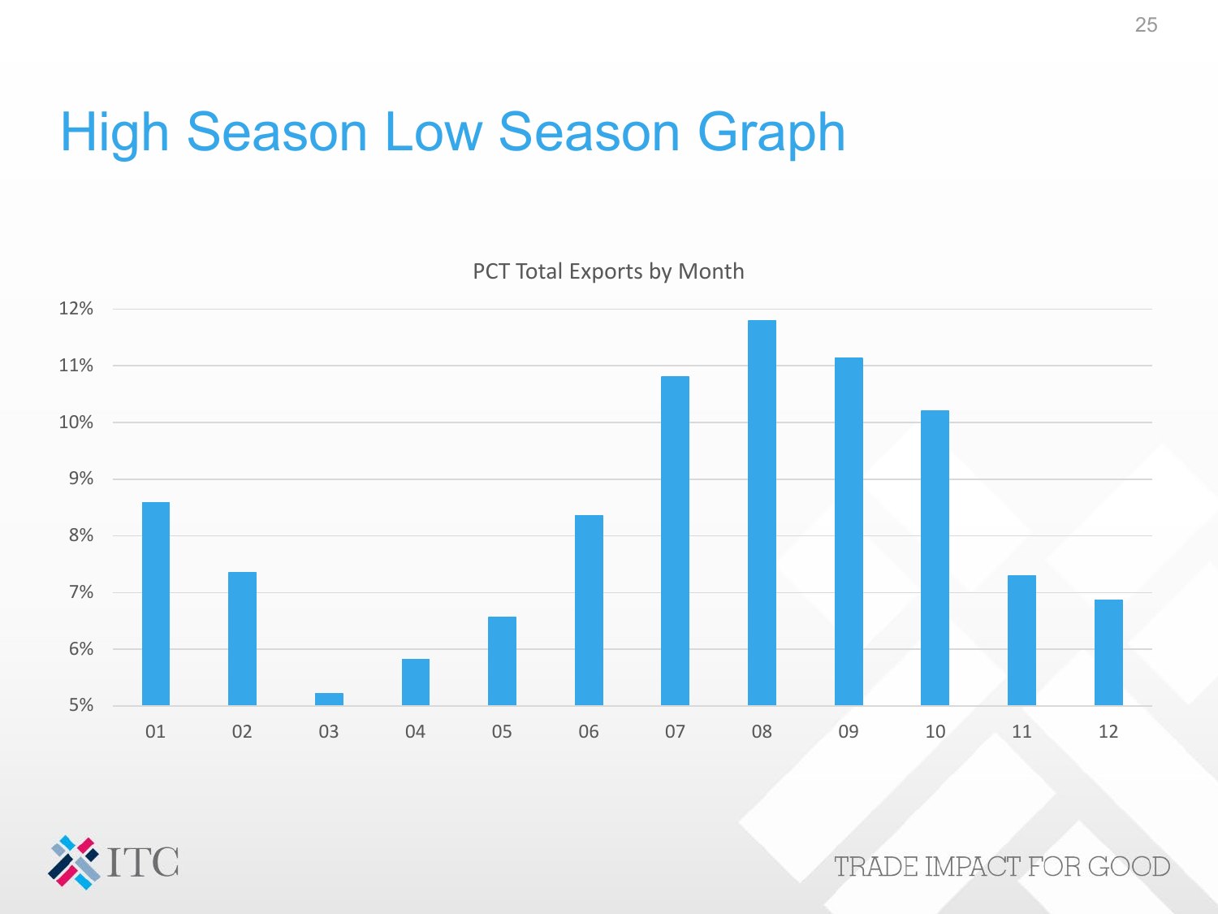# High Season Low Season Graph

PCT Total Exports by Month

| Month | PCT Total Exports (approx.) |
| --- | --- |
| 01 | 8.6% |
| 02 | 7.35% |
| 03 | 5.2% |
| 04 | 5.8% |
| 05 | 6.55% |
| 06 | 8.35% |
| 07 | 10.8% |
| 08 | 11.8% |
| 09 | 11.15% |
| 10 | 10.2% |
| 11 | 7.3% |
| 12 | 6.85% |

TRADE IMPACT FOR GOOD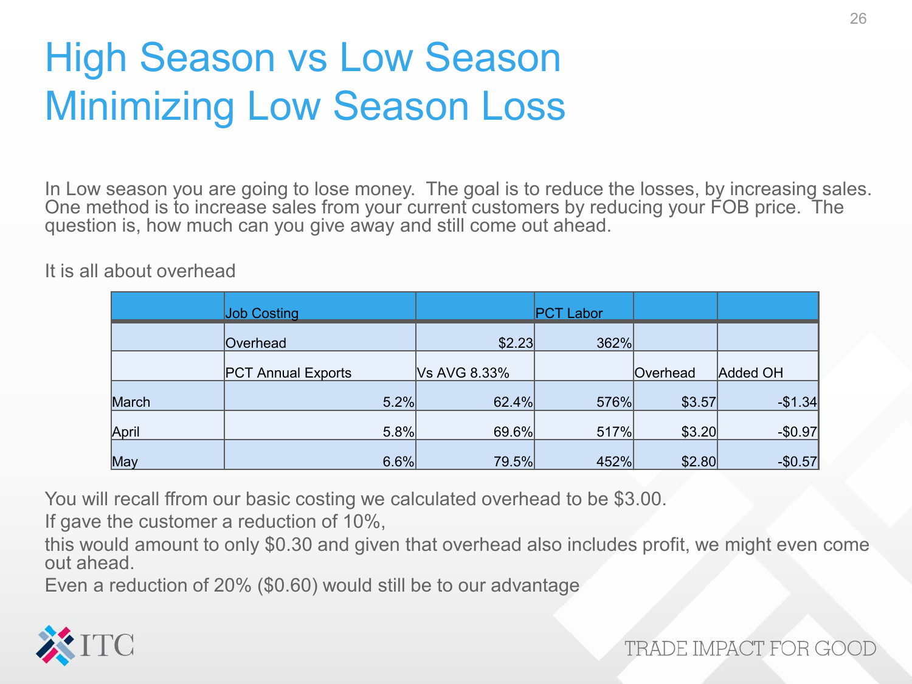# High Season vs Low Season
# Minimizing Low Season Loss

In Low season you are going to lose money. The goal is to reduce the losses, by increasing sales. One method is to increase sales from your current customers by reducing your FOB price. The question is, how much can you give away and still come out ahead.

It is all about overhead

| | Job Costing | | PCT Labor | | |
|---|---|---|---|---|---|
| | Overhead | $2.23 | 362% | | |
| | PCT Annual Exports | Vs AVG 8.33% | | Overhead | Added OH |
| March | 5.2% | 62.4% | 576% | $3.57 | -$1.34 |
| April | 5.8% | 69.6% | 517% | $3.20 | -$0.97 |
| May | 6.6% | 79.5% | 452% | $2.80 | -$0.57 |

You will recall ffrom our basic costing we calculated overhead to be $3.00.

If gave the customer a reduction of 10%,

this would amount to only $0.30 and given that overhead also includes profit, we might even come out ahead.

Even a reduction of 20% ($0.60) would still be to our advantage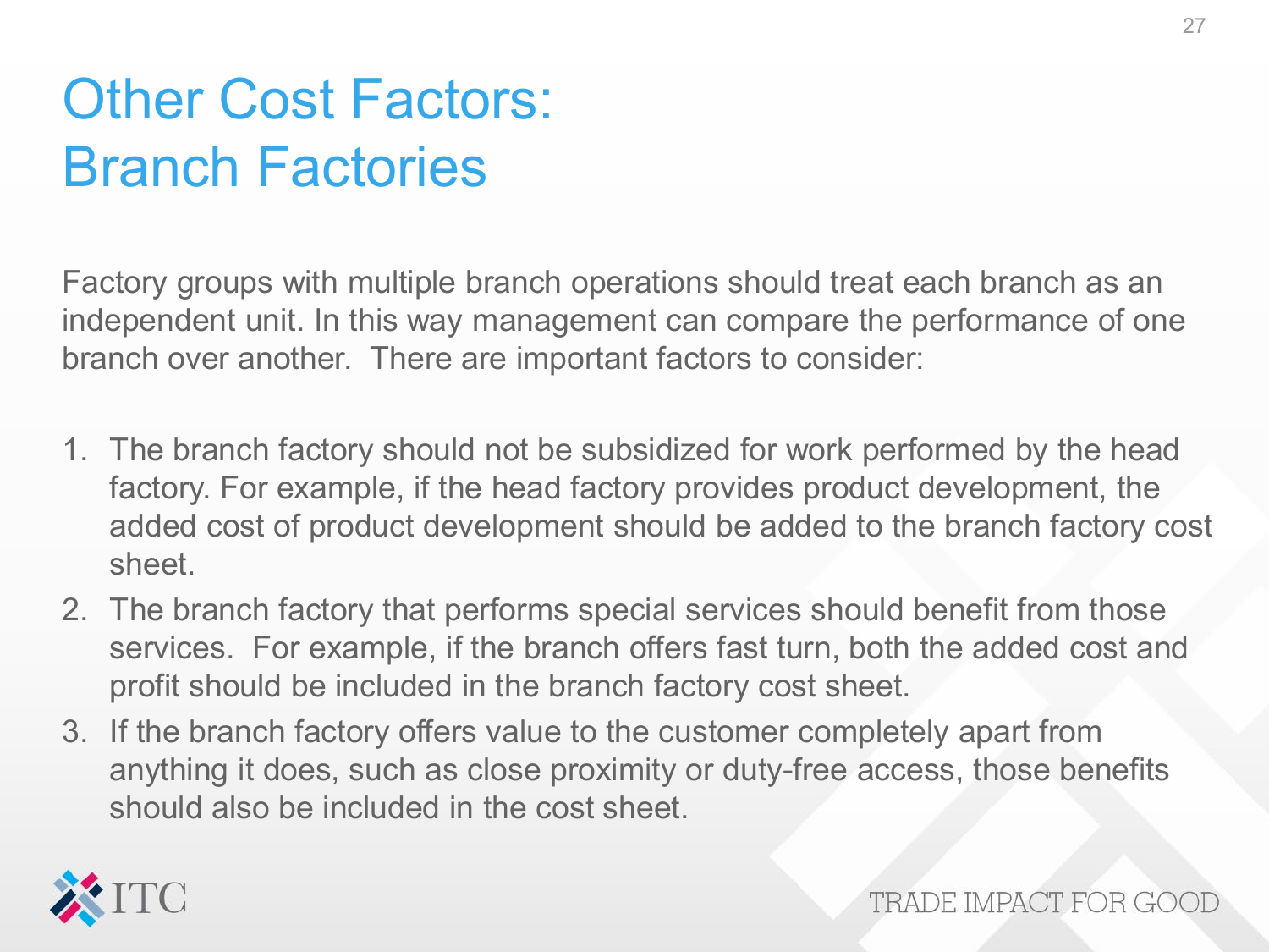# Other Cost Factors: Branch Factories

Factory groups with multiple branch operations should treat each branch as an independent unit. In this way management can compare the performance of one branch over another. There are important factors to consider:

1. The branch factory should not be subsidized for work performed by the head factory. For example, if the head factory provides product development, the added cost of product development should be added to the branch factory cost sheet.
2. The branch factory that performs special services should benefit from those services. For example, if the branch offers fast turn, both the added cost and profit should be included in the branch factory cost sheet.
3. If the branch factory offers value to the customer completely apart from anything it does, such as close proximity or duty-free access, those benefits should also be included in the cost sheet.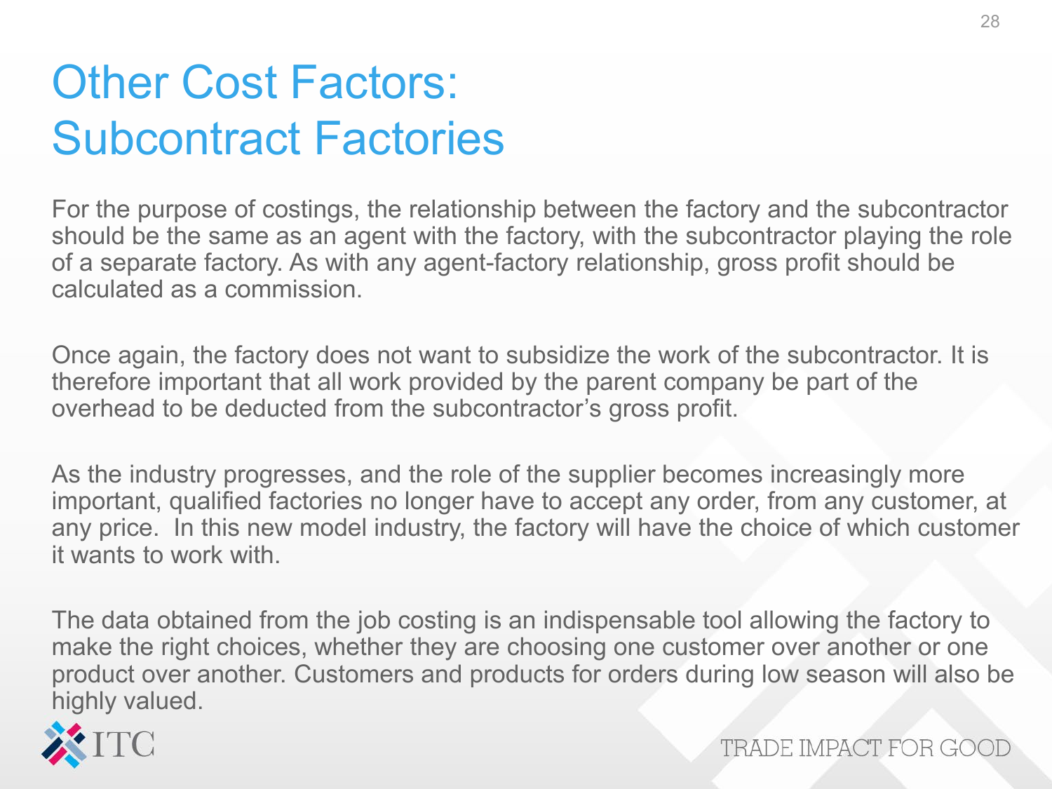# Other Cost Factors: Subcontract Factories

For the purpose of costings, the relationship between the factory and the subcontractor should be the same as an agent with the factory, with the subcontractor playing the role of a separate factory. As with any agent-factory relationship, gross profit should be calculated as a commission.

Once again, the factory does not want to subsidize the work of the subcontractor. It is therefore important that all work provided by the parent company be part of the overhead to be deducted from the subcontractor's gross profit.

As the industry progresses, and the role of the supplier becomes increasingly more important, qualified factories no longer have to accept any order, from any customer, at any price. In this new model industry, the factory will have the choice of which customer it wants to work with.

The data obtained from the job costing is an indispensable tool allowing the factory to make the right choices, whether they are choosing one customer over another or one product over another. Customers and products for orders during low season will also be highly valued.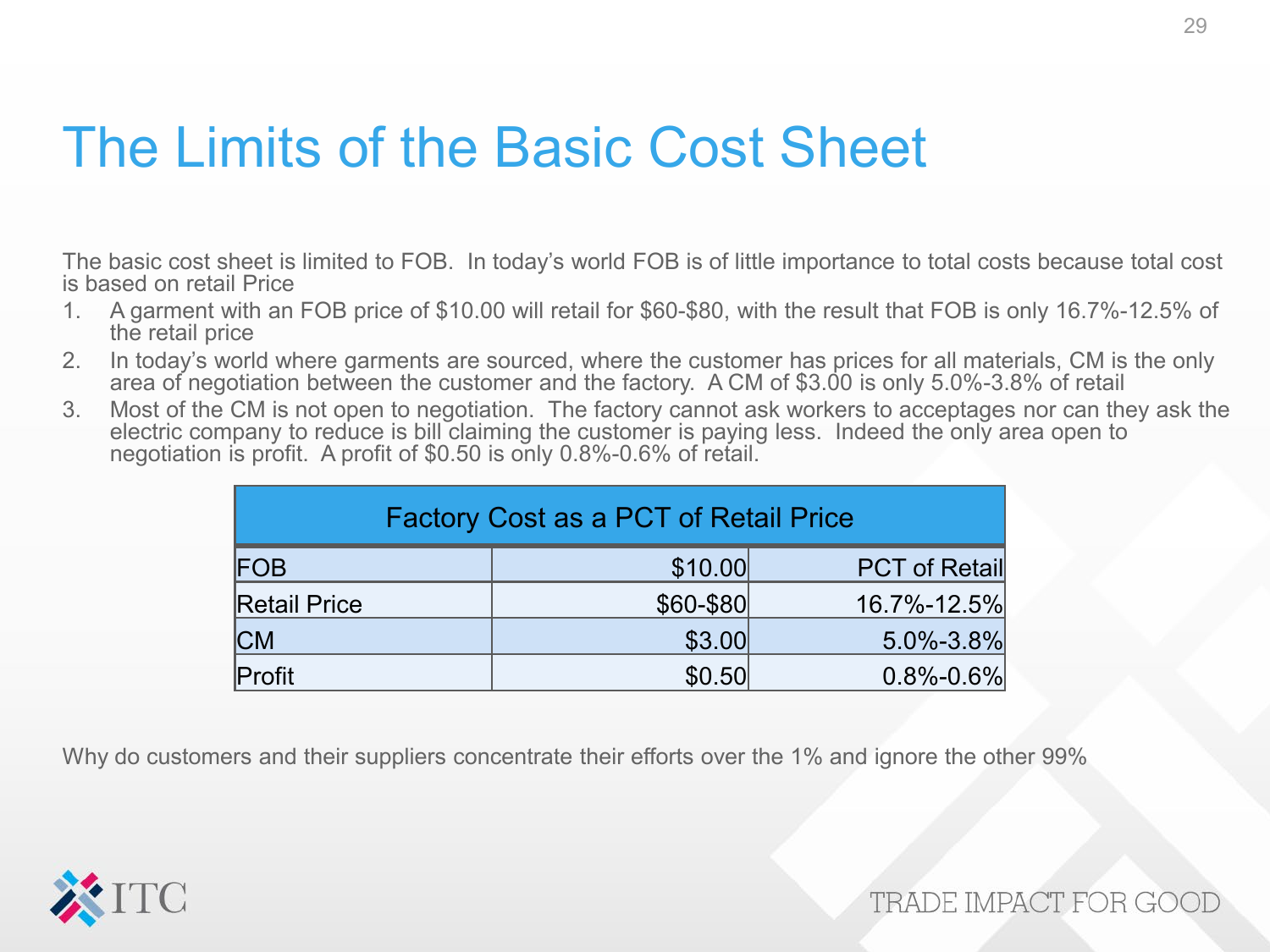# The Limits of the Basic Cost Sheet

The basic cost sheet is limited to FOB. In today's world FOB is of little importance to total costs because total cost is based on retail Price

1. A garment with an FOB price of $10.00 will retail for $60-$80, with the result that FOB is only 16.7%-12.5% of the retail price
2. In today's world where garments are sourced, where the customer has prices for all materials, CM is the only area of negotiation between the customer and the factory. A CM of $3.00 is only 5.0%-3.8% of retail
3. Most of the CM is not open to negotiation. The factory cannot ask workers to acceptages nor can they ask the electric company to reduce is bill claiming the customer is paying less. Indeed the only area open to negotiation is profit. A profit of $0.50 is only 0.8%-0.6% of retail.

| Factory Cost as a PCT of Retail Price | | |
|---|---:|---:|
| FOB | $10.00 | PCT of Retail |
| Retail Price | $60-$80 | 16.7%-12.5% |
| CM | $3.00 | 5.0%-3.8% |
| Profit | $0.50 | 0.8%-0.6% |

Why do customers and their suppliers concentrate their efforts over the 1% and ignore the other 99%

ITC

TRADE IMPACT FOR GOOD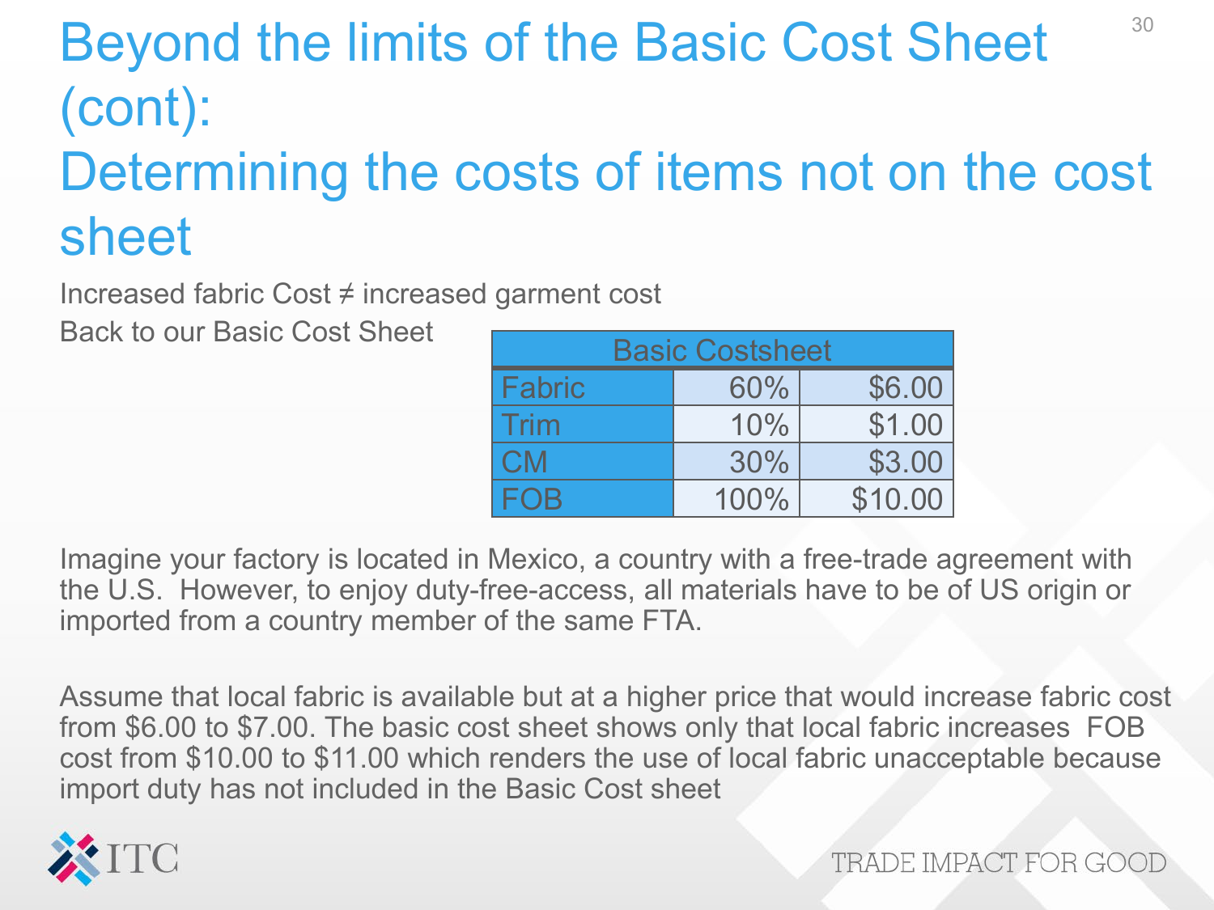# Beyond the limits of the Basic Cost Sheet (cont): Determining the costs of items not on the cost sheet

Increased fabric Cost ≠ increased garment cost

Back to our Basic Cost Sheet

| Basic Costsheet | | |
|---|---|---|
| Fabric | 60% | $6.00 |
| Trim | 10% | $1.00 |
| CM | 30% | $3.00 |
| FOB | 100% | $10.00 |

Imagine your factory is located in Mexico, a country with a free-trade agreement with the U.S. However, to enjoy duty-free-access, all materials have to be of US origin or imported from a country member of the same FTA.

Assume that local fabric is available but at a higher price that would increase fabric cost from $6.00 to $7.00. The basic cost sheet shows only that local fabric increases FOB cost from $10.00 to $11.00 which renders the use of local fabric unacceptable because import duty has not included in the Basic Cost sheet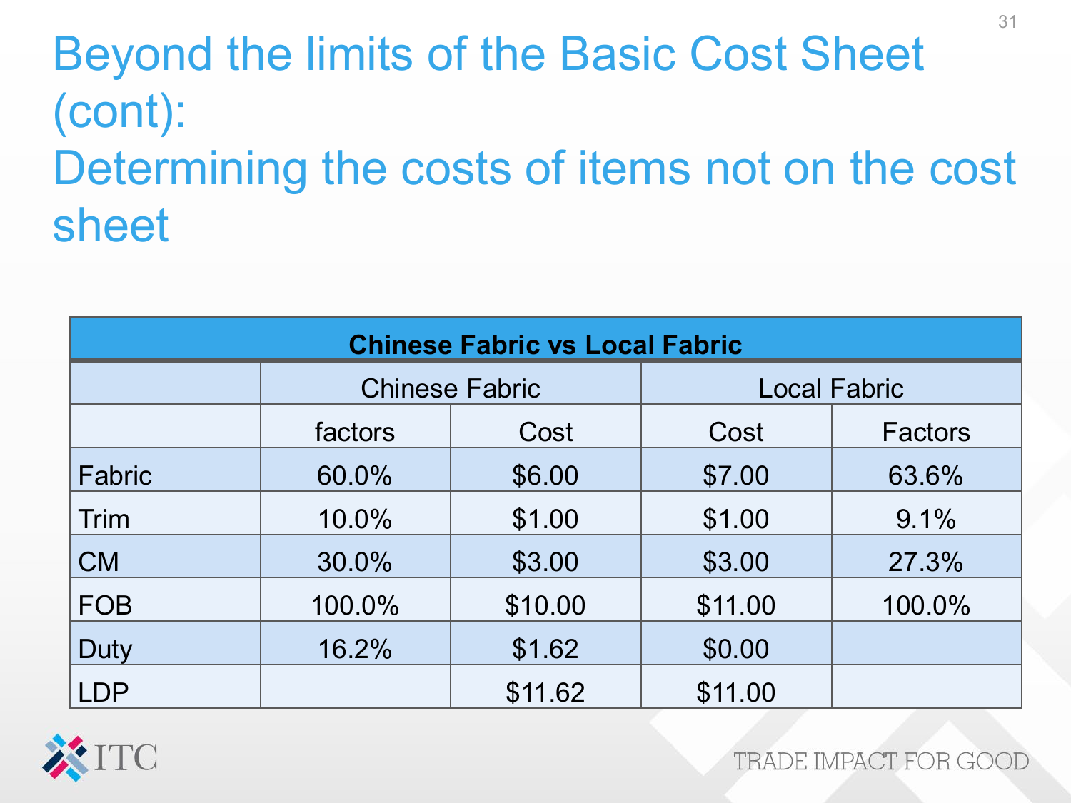# Beyond the limits of the Basic Cost Sheet (cont): Determining the costs of items not on the cost sheet

| Chinese Fabric vs Local Fabric | | | | |
|---|---|---|---|---|
| | Chinese Fabric | | Local Fabric | |
| | factors | Cost | Cost | Factors |
| Fabric | 60.0% | $6.00 | $7.00 | 63.6% |
| Trim | 10.0% | $1.00 | $1.00 | 9.1% |
| CM | 30.0% | $3.00 | $3.00 | 27.3% |
| FOB | 100.0% | $10.00 | $11.00 | 100.0% |
| Duty | 16.2% | $1.62 | $0.00 | |
| LDP | | $11.62 | $11.00 | |

ITC

TRADE IMPACT FOR GOOD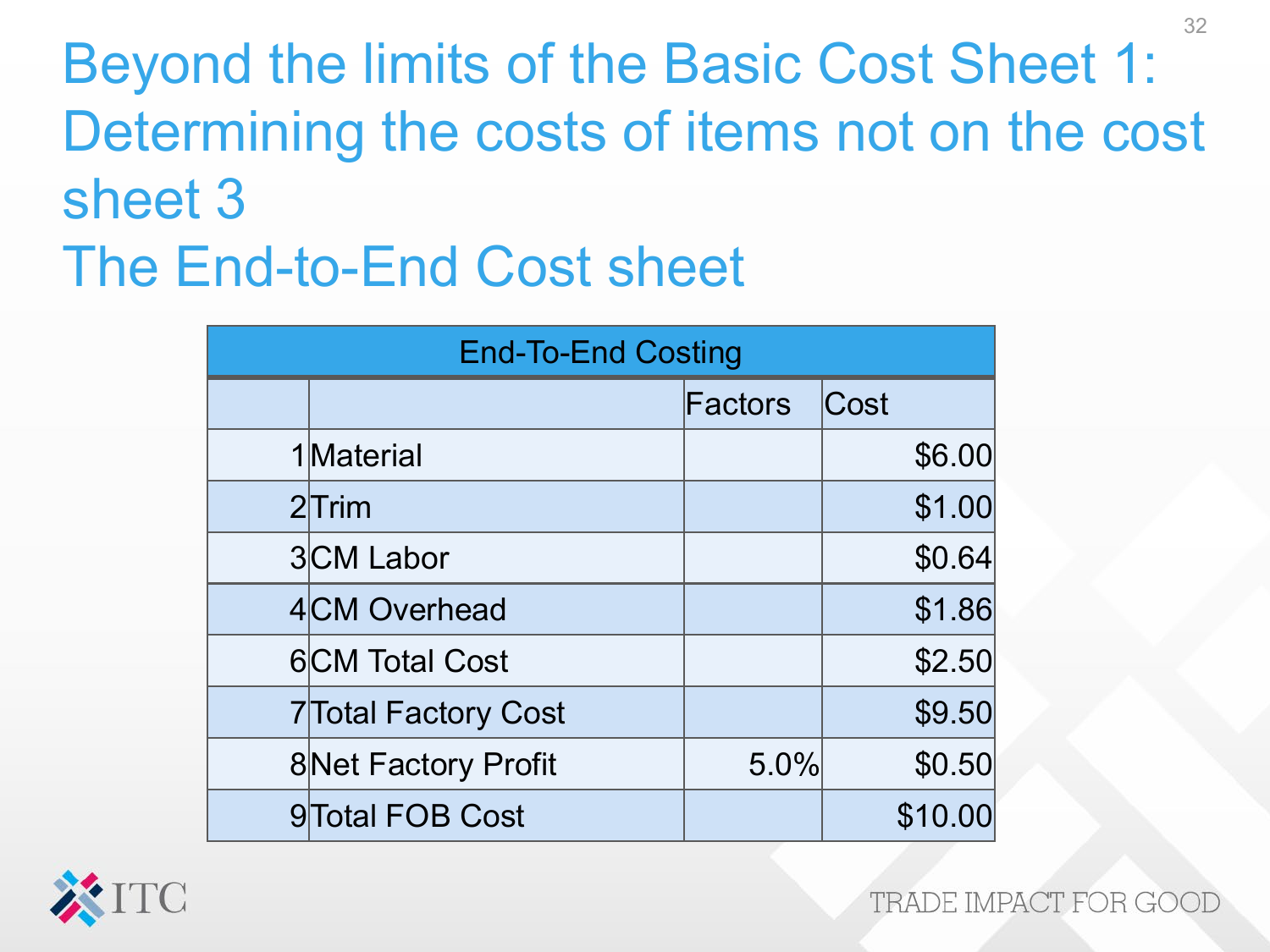# Beyond the limits of the Basic Cost Sheet 1: Determining the costs of items not on the cost sheet 3

# The End-to-End Cost sheet

| End-To-End Costing | | | |
|---|---|---|---|
| | | Factors | Cost |
| 1 | Material | | $6.00 |
| 2 | Trim | | $1.00 |
| 3 | CM Labor | | $0.64 |
| 4 | CM Overhead | | $1.86 |
| 6 | CM Total Cost | | $2.50 |
| 7 | Total Factory Cost | | $9.50 |
| 8 | Net Factory Profit | 5.0% | $0.50 |
| 9 | Total FOB Cost | | $10.00 |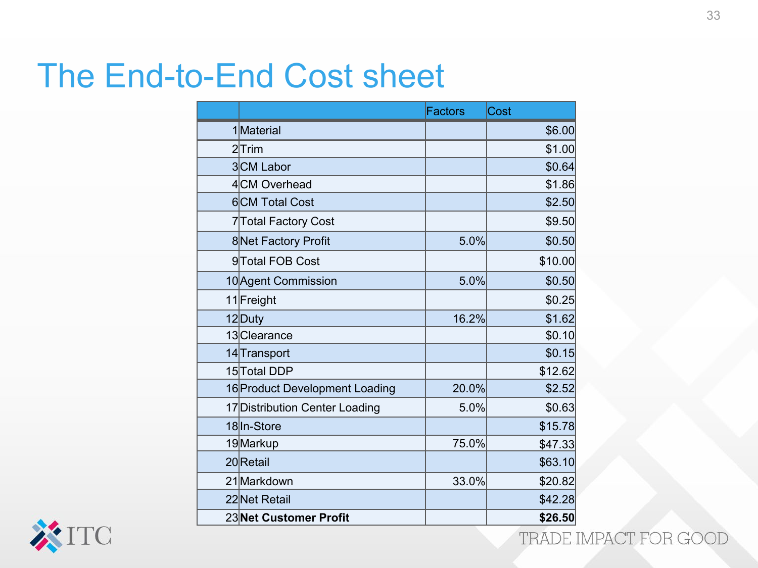# The End-to-End Cost sheet

| | | Factors | Cost |
|---|---|---|---|
| 1 | Material | | $6.00 |
| 2 | Trim | | $1.00 |
| 3 | CM Labor | | $0.64 |
| 4 | CM Overhead | | $1.86 |
| 6 | CM Total Cost | | $2.50 |
| 7 | Total Factory Cost | | $9.50 |
| 8 | Net Factory Profit | 5.0% | $0.50 |
| 9 | Total FOB Cost | | $10.00 |
| 10 | Agent Commission | 5.0% | $0.50 |
| 11 | Freight | | $0.25 |
| 12 | Duty | 16.2% | $1.62 |
| 13 | Clearance | | $0.10 |
| 14 | Transport | | $0.15 |
| 15 | Total DDP | | $12.62 |
| 16 | Product Development Loading | 20.0% | $2.52 |
| 17 | Distribution Center Loading | 5.0% | $0.63 |
| 18 | In-Store | | $15.78 |
| 19 | Markup | 75.0% | $47.33 |
| 20 | Retail | | $63.10 |
| 21 | Markdown | 33.0% | $20.82 |
| 22 | Net Retail | | $42.28 |
| 23 | **Net Customer Profit** | | **$26.50** |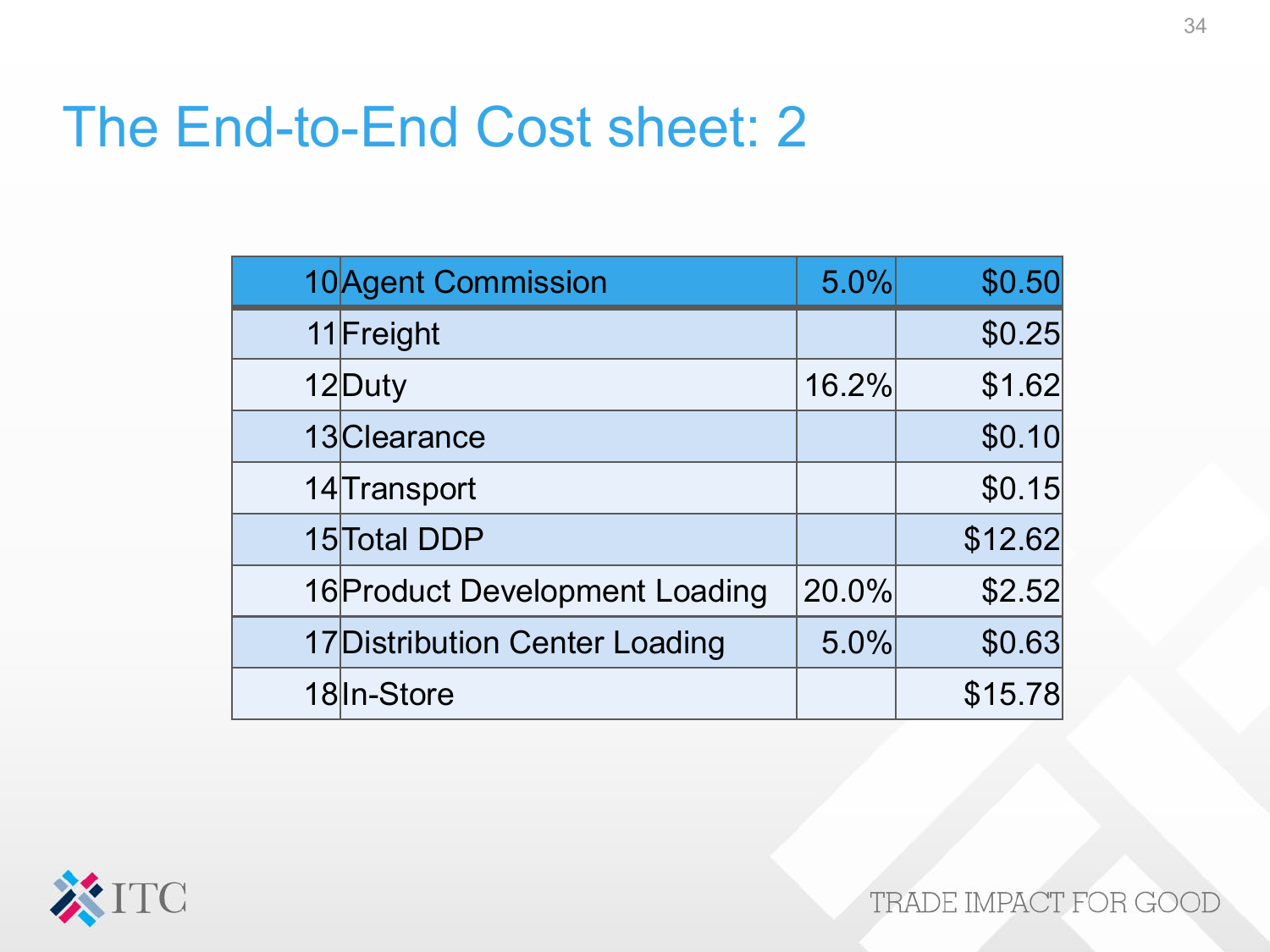# The End-to-End Cost sheet: 2

| 10 | Agent Commission | 5.0% | $0.50 |
|---|---|---|---|
| 11 | Freight | | $0.25 |
| 12 | Duty | 16.2% | $1.62 |
| 13 | Clearance | | $0.10 |
| 14 | Transport | | $0.15 |
| 15 | Total DDP | | $12.62 |
| 16 | Product Development Loading | 20.0% | $2.52 |
| 17 | Distribution Center Loading | 5.0% | $0.63 |
| 18 | In-Store | | $15.78 |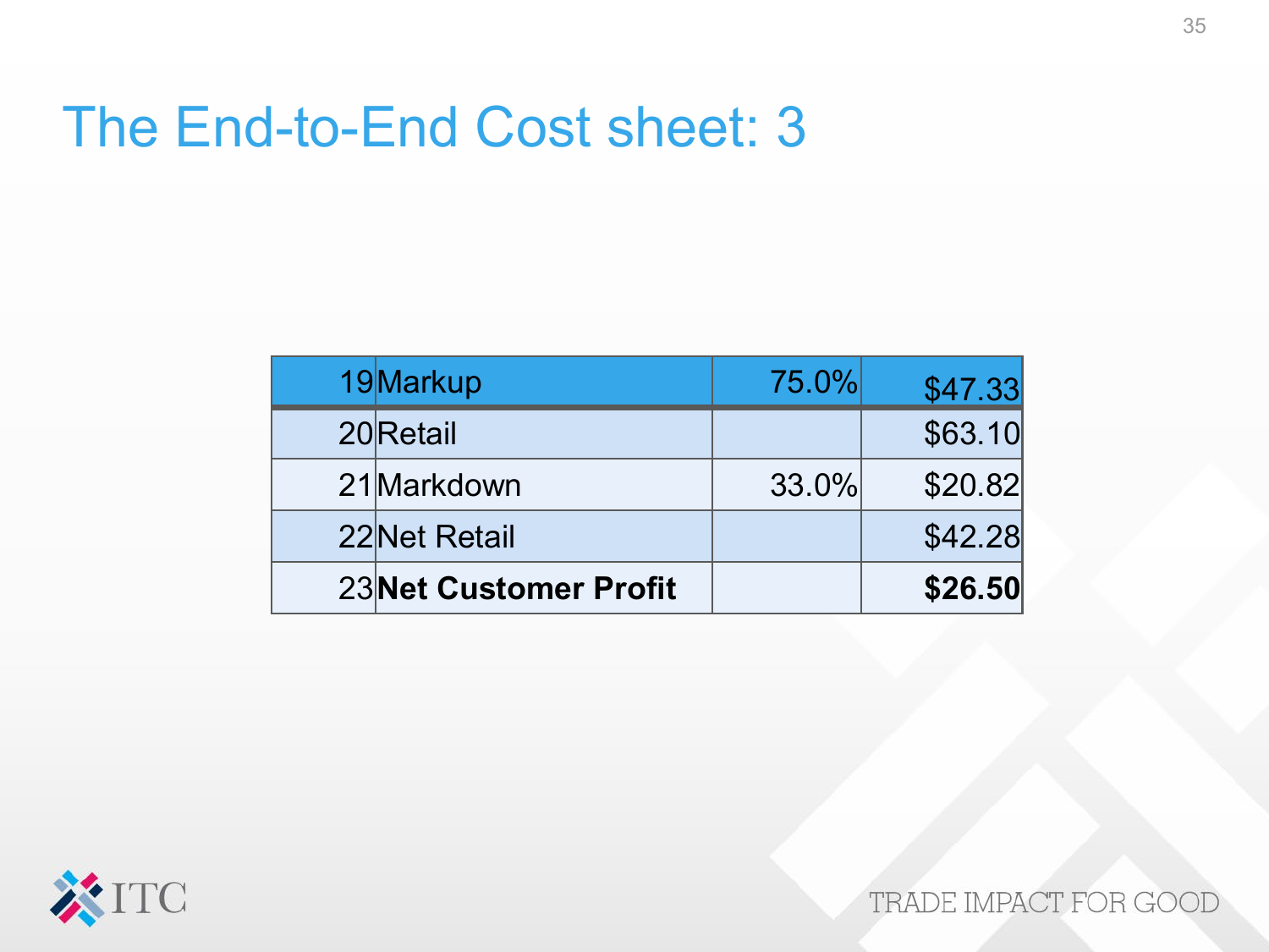# The End-to-End Cost sheet: 3

| | | | |
|---|---|---|---|
| 19 | Markup | 75.0% | $47.33 |
| 20 | Retail | | $63.10 |
| 21 | Markdown | 33.0% | $20.82 |
| 22 | Net Retail | | $42.28 |
| 23 | **Net Customer Profit** | | **$26.50** |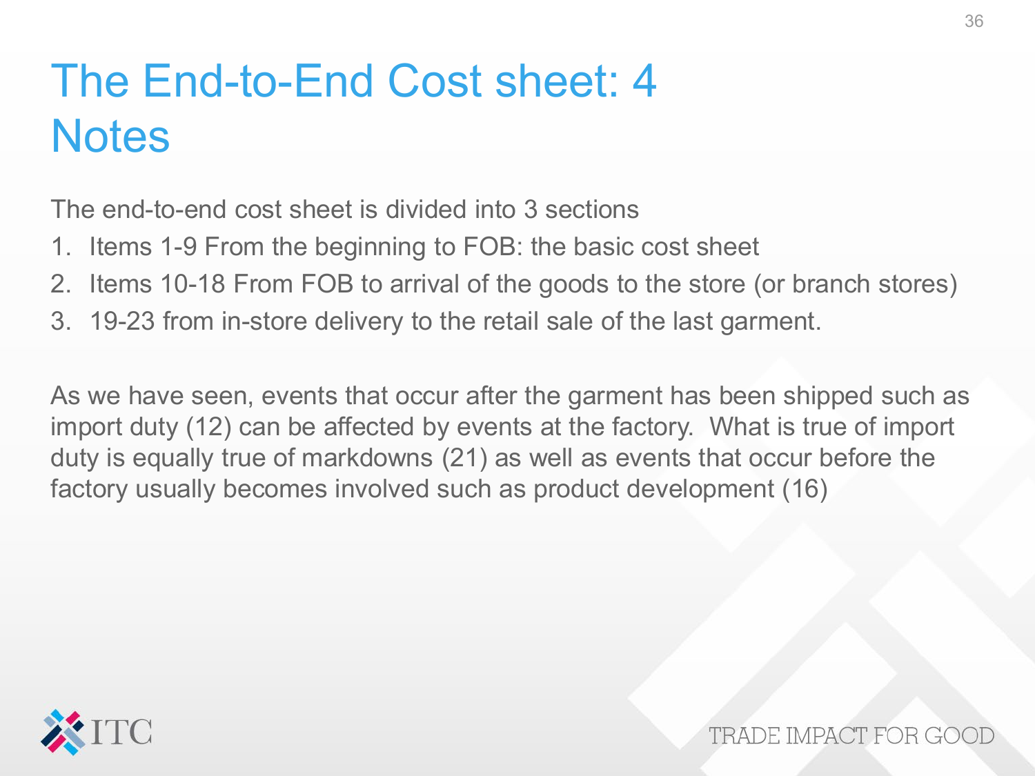# The End-to-End Cost sheet: 4 Notes

The end-to-end cost sheet is divided into 3 sections

1. Items 1-9 From the beginning to FOB: the basic cost sheet
2. Items 10-18 From FOB to arrival of the goods to the store (or branch stores)
3. 19-23 from in-store delivery to the retail sale of the last garment.

As we have seen, events that occur after the garment has been shipped such as import duty (12) can be affected by events at the factory. What is true of import duty is equally true of markdowns (21) as well as events that occur before the factory usually becomes involved such as product development (16)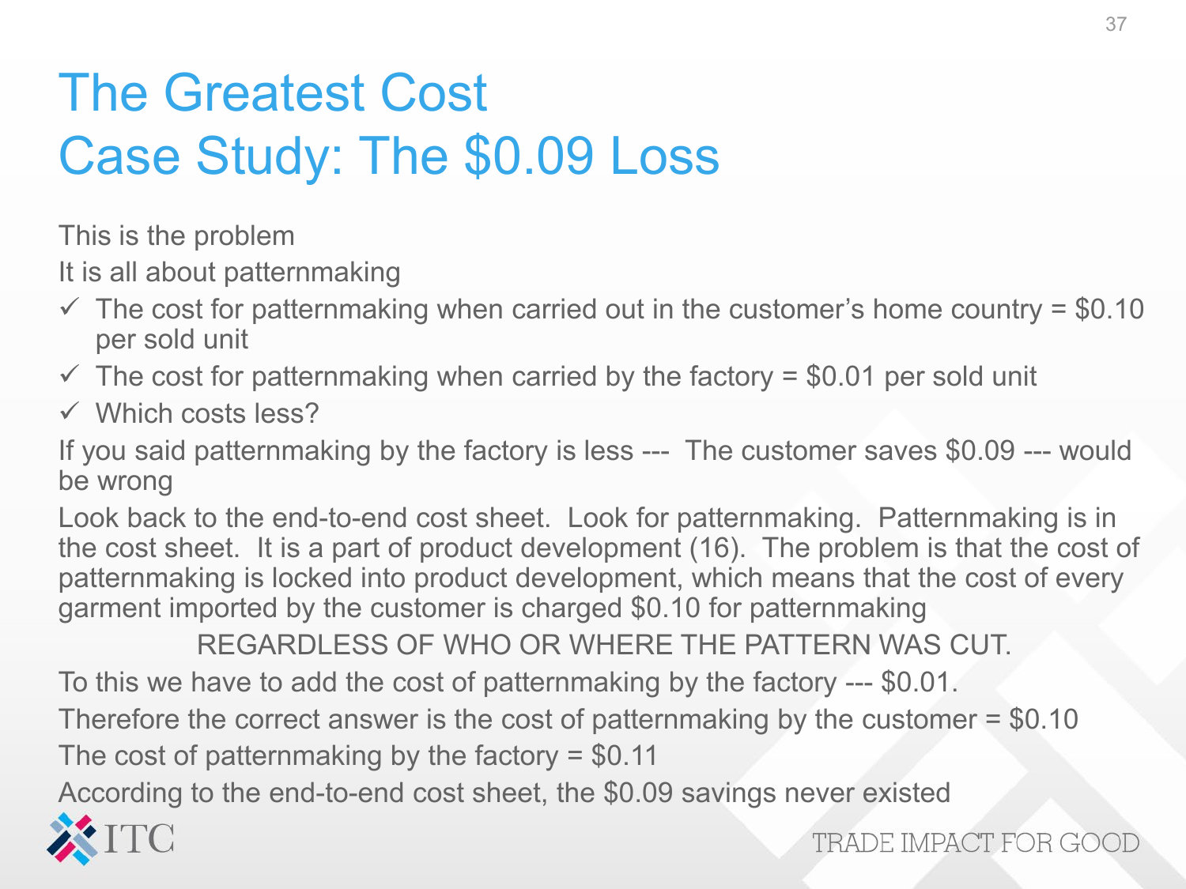# The Greatest Cost
# Case Study: The $0.09 Loss

This is the problem

It is all about patternmaking

- ✓ The cost for patternmaking when carried out in the customer's home country = $0.10 per sold unit
- ✓ The cost for patternmaking when carried by the factory = $0.01 per sold unit
- ✓ Which costs less?

If you said patternmaking by the factory is less --- The customer saves $0.09 --- would be wrong

Look back to the end-to-end cost sheet. Look for patternmaking. Patternmaking is in the cost sheet. It is a part of product development (16). The problem is that the cost of patternmaking is locked into product development, which means that the cost of every garment imported by the customer is charged $0.10 for patternmaking

REGARDLESS OF WHO OR WHERE THE PATTERN WAS CUT.

To this we have to add the cost of patternmaking by the factory --- $0.01.

Therefore the correct answer is the cost of patternmaking by the customer = $0.10

The cost of patternmaking by the factory = $0.11

According to the end-to-end cost sheet, the $0.09 savings never existed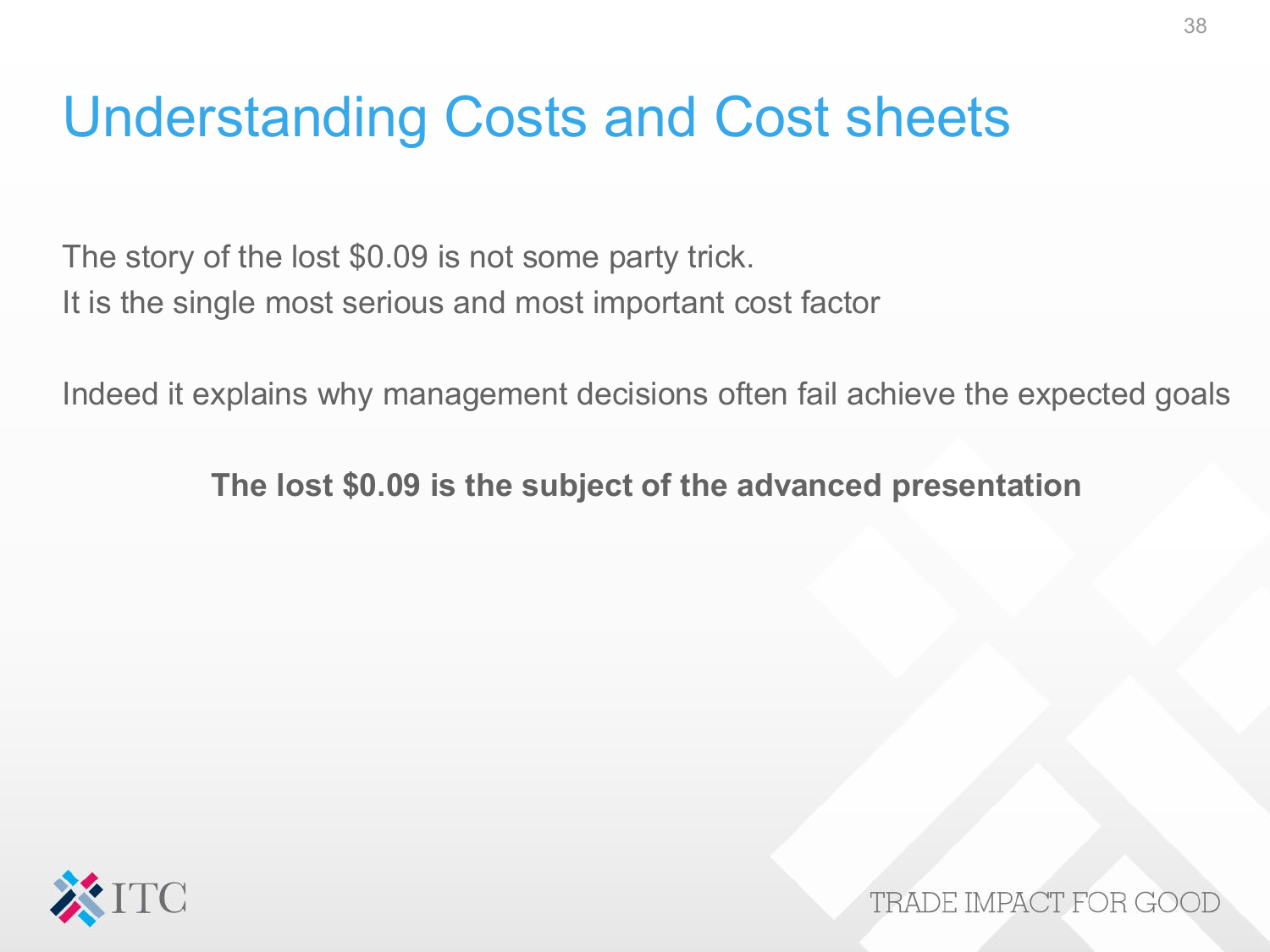# Understanding Costs and Cost sheets

The story of the lost $0.09 is not some party trick.
It is the single most serious and most important cost factor

Indeed it explains why management decisions often fail achieve the expected goals

**The lost $0.09 is the subject of the advanced presentation**